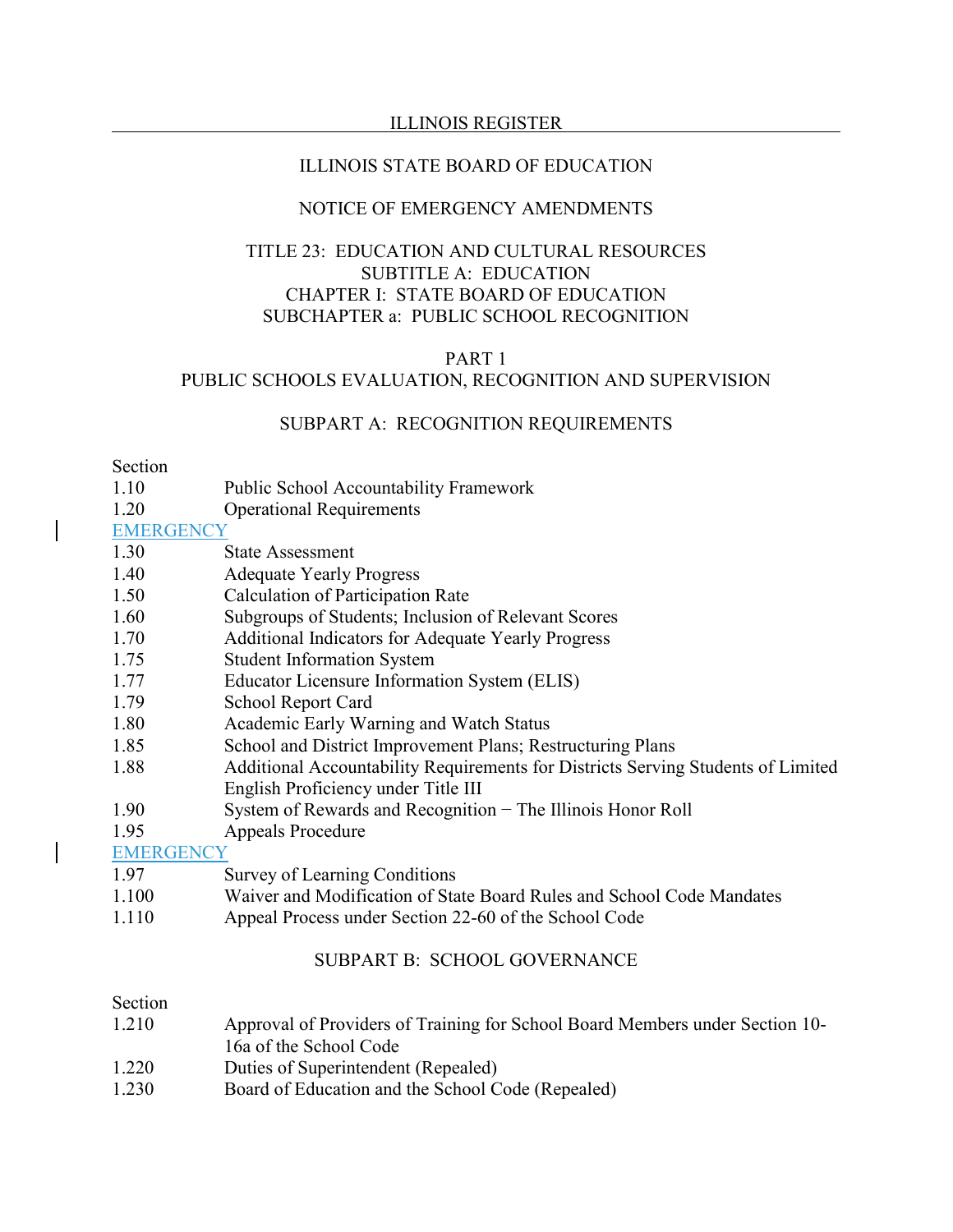ILLINOIS STATE BOARD OF EDUCATION

NOTICE OF EMERGENCY AMENDMENTS

TITLE 23: EDUCATION AND CULTURAL RESOURCES
SUBTITLE A: EDUCATION
CHAPTER I: STATE BOARD OF EDUCATION
SUBCHAPTER a: PUBLIC SCHOOL RECOGNITION

PART 1
PUBLIC SCHOOLS EVALUATION, RECOGNITION AND SUPERVISION

SUBPART A: RECOGNITION REQUIREMENTS

Section

| | |
|---|---|
| 1.10 | Public School Accountability Framework |
| 1.20 | Operational Requirements |
| EMERGENCY | |
| 1.30 | State Assessment |
| 1.40 | Adequate Yearly Progress |
| 1.50 | Calculation of Participation Rate |
| 1.60 | Subgroups of Students; Inclusion of Relevant Scores |
| 1.70 | Additional Indicators for Adequate Yearly Progress |
| 1.75 | Student Information System |
| 1.77 | Educator Licensure Information System (ELIS) |
| 1.79 | School Report Card |
| 1.80 | Academic Early Warning and Watch Status |
| 1.85 | School and District Improvement Plans; Restructuring Plans |
| 1.88 | Additional Accountability Requirements for Districts Serving Students of Limited English Proficiency under Title III |
| 1.90 | System of Rewards and Recognition − The Illinois Honor Roll |
| 1.95 | Appeals Procedure |
| EMERGENCY | |
| 1.97 | Survey of Learning Conditions |
| 1.100 | Waiver and Modification of State Board Rules and School Code Mandates |
| 1.110 | Appeal Process under Section 22-60 of the School Code |

SUBPART B: SCHOOL GOVERNANCE

Section

| | |
|---|---|
| 1.210 | Approval of Providers of Training for School Board Members under Section 10-16a of the School Code |
| 1.220 | Duties of Superintendent (Repealed) |
| 1.230 | Board of Education and the School Code (Repealed) |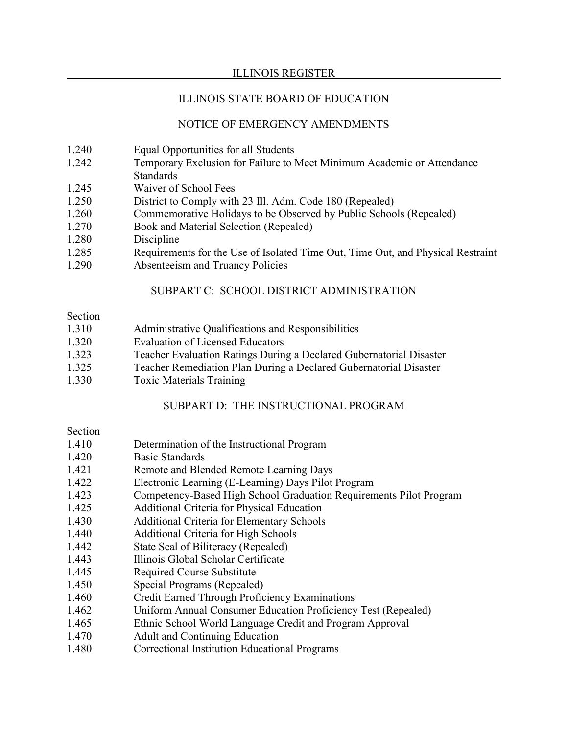ILLINOIS STATE BOARD OF EDUCATION

NOTICE OF EMERGENCY AMENDMENTS

| | |
|---|---|
| 1.240 | Equal Opportunities for all Students |
| 1.242 | Temporary Exclusion for Failure to Meet Minimum Academic or Attendance Standards |
| 1.245 | Waiver of School Fees |
| 1.250 | District to Comply with 23 Ill. Adm. Code 180 (Repealed) |
| 1.260 | Commemorative Holidays to be Observed by Public Schools (Repealed) |
| 1.270 | Book and Material Selection (Repealed) |
| 1.280 | Discipline |
| 1.285 | Requirements for the Use of Isolated Time Out, Time Out, and Physical Restraint |
| 1.290 | Absenteeism and Truancy Policies |

## SUBPART C: SCHOOL DISTRICT ADMINISTRATION

| Section | |
|---|---|
| 1.310 | Administrative Qualifications and Responsibilities |
| 1.320 | Evaluation of Licensed Educators |
| 1.323 | Teacher Evaluation Ratings During a Declared Gubernatorial Disaster |
| 1.325 | Teacher Remediation Plan During a Declared Gubernatorial Disaster |
| 1.330 | Toxic Materials Training |

## SUBPART D: THE INSTRUCTIONAL PROGRAM

| Section | |
|---|---|
| 1.410 | Determination of the Instructional Program |
| 1.420 | Basic Standards |
| 1.421 | Remote and Blended Remote Learning Days |
| 1.422 | Electronic Learning (E-Learning) Days Pilot Program |
| 1.423 | Competency-Based High School Graduation Requirements Pilot Program |
| 1.425 | Additional Criteria for Physical Education |
| 1.430 | Additional Criteria for Elementary Schools |
| 1.440 | Additional Criteria for High Schools |
| 1.442 | State Seal of Biliteracy (Repealed) |
| 1.443 | Illinois Global Scholar Certificate |
| 1.445 | Required Course Substitute |
| 1.450 | Special Programs (Repealed) |
| 1.460 | Credit Earned Through Proficiency Examinations |
| 1.462 | Uniform Annual Consumer Education Proficiency Test (Repealed) |
| 1.465 | Ethnic School World Language Credit and Program Approval |
| 1.470 | Adult and Continuing Education |
| 1.480 | Correctional Institution Educational Programs |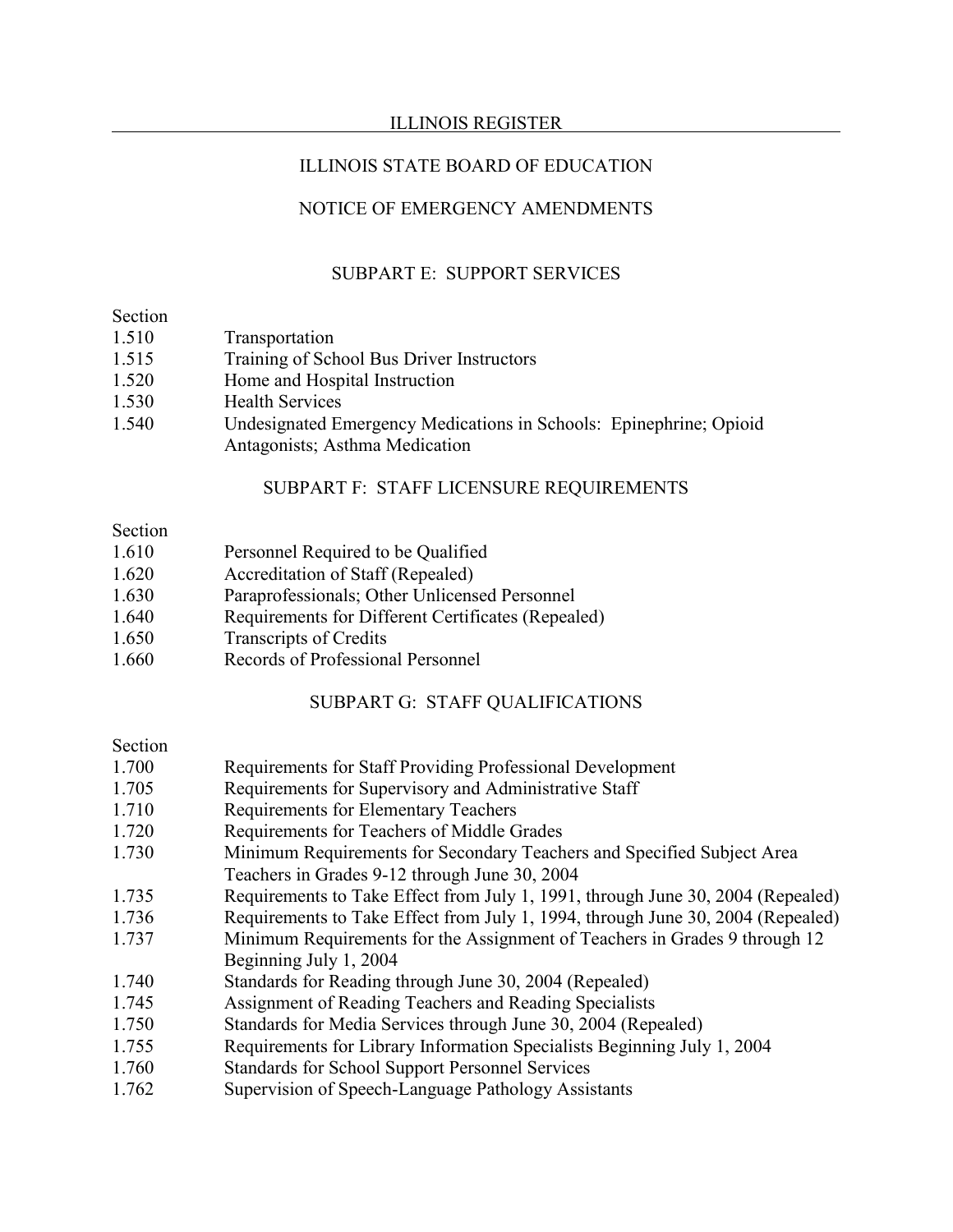ILLINOIS STATE BOARD OF EDUCATION

NOTICE OF EMERGENCY AMENDMENTS

SUBPART E: SUPPORT SERVICES

| Section | |
|---|---|
| 1.510 | Transportation |
| 1.515 | Training of School Bus Driver Instructors |
| 1.520 | Home and Hospital Instruction |
| 1.530 | Health Services |
| 1.540 | Undesignated Emergency Medications in Schools: Epinephrine; Opioid Antagonists; Asthma Medication |

SUBPART F: STAFF LICENSURE REQUIREMENTS

| Section | |
|---|---|
| 1.610 | Personnel Required to be Qualified |
| 1.620 | Accreditation of Staff (Repealed) |
| 1.630 | Paraprofessionals; Other Unlicensed Personnel |
| 1.640 | Requirements for Different Certificates (Repealed) |
| 1.650 | Transcripts of Credits |
| 1.660 | Records of Professional Personnel |

SUBPART G: STAFF QUALIFICATIONS

| Section | |
|---|---|
| 1.700 | Requirements for Staff Providing Professional Development |
| 1.705 | Requirements for Supervisory and Administrative Staff |
| 1.710 | Requirements for Elementary Teachers |
| 1.720 | Requirements for Teachers of Middle Grades |
| 1.730 | Minimum Requirements for Secondary Teachers and Specified Subject Area Teachers in Grades 9-12 through June 30, 2004 |
| 1.735 | Requirements to Take Effect from July 1, 1991, through June 30, 2004 (Repealed) |
| 1.736 | Requirements to Take Effect from July 1, 1994, through June 30, 2004 (Repealed) |
| 1.737 | Minimum Requirements for the Assignment of Teachers in Grades 9 through 12 Beginning July 1, 2004 |
| 1.740 | Standards for Reading through June 30, 2004 (Repealed) |
| 1.745 | Assignment of Reading Teachers and Reading Specialists |
| 1.750 | Standards for Media Services through June 30, 2004 (Repealed) |
| 1.755 | Requirements for Library Information Specialists Beginning July 1, 2004 |
| 1.760 | Standards for School Support Personnel Services |
| 1.762 | Supervision of Speech-Language Pathology Assistants |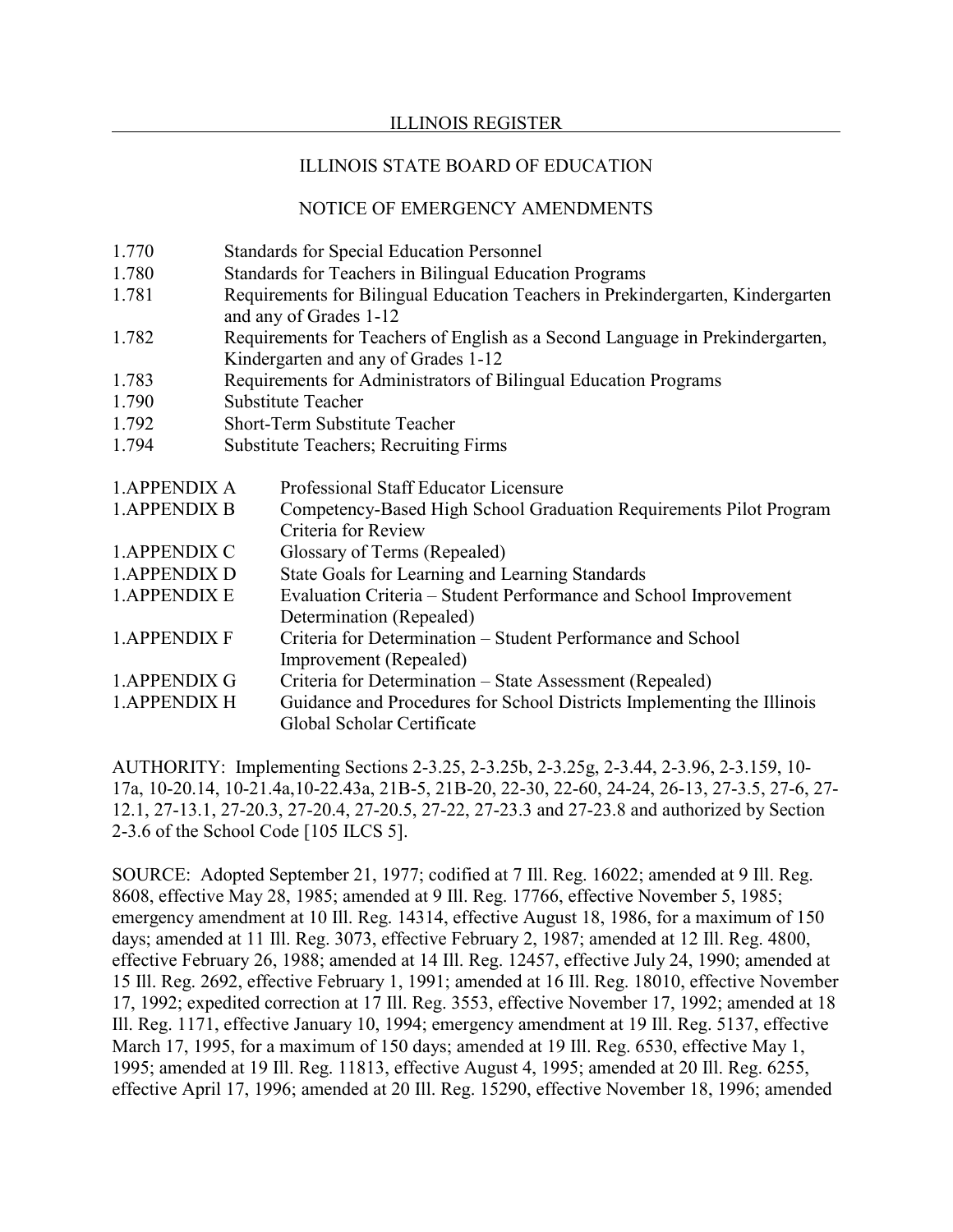ILLINOIS STATE BOARD OF EDUCATION

NOTICE OF EMERGENCY AMENDMENTS

1.770 Standards for Special Education Personnel
1.780 Standards for Teachers in Bilingual Education Programs
1.781 Requirements for Bilingual Education Teachers in Prekindergarten, Kindergarten and any of Grades 1-12
1.782 Requirements for Teachers of English as a Second Language in Prekindergarten, Kindergarten and any of Grades 1-12
1.783 Requirements for Administrators of Bilingual Education Programs
1.790 Substitute Teacher
1.792 Short-Term Substitute Teacher
1.794 Substitute Teachers; Recruiting Firms

1.APPENDIX A Professional Staff Educator Licensure
1.APPENDIX B Competency-Based High School Graduation Requirements Pilot Program Criteria for Review
1.APPENDIX C Glossary of Terms (Repealed)
1.APPENDIX D State Goals for Learning and Learning Standards
1.APPENDIX E Evaluation Criteria – Student Performance and School Improvement Determination (Repealed)
1.APPENDIX F Criteria for Determination – Student Performance and School Improvement (Repealed)
1.APPENDIX G Criteria for Determination – State Assessment (Repealed)
1.APPENDIX H Guidance and Procedures for School Districts Implementing the Illinois Global Scholar Certificate

AUTHORITY: Implementing Sections 2-3.25, 2-3.25b, 2-3.25g, 2-3.44, 2-3.96, 2-3.159, 10-17a, 10-20.14, 10-21.4a,10-22.43a, 21B-5, 21B-20, 22-30, 22-60, 24-24, 26-13, 27-3.5, 27-6, 27-12.1, 27-13.1, 27-20.3, 27-20.4, 27-20.5, 27-22, 27-23.3 and 27-23.8 and authorized by Section 2-3.6 of the School Code [105 ILCS 5].

SOURCE: Adopted September 21, 1977; codified at 7 Ill. Reg. 16022; amended at 9 Ill. Reg. 8608, effective May 28, 1985; amended at 9 Ill. Reg. 17766, effective November 5, 1985; emergency amendment at 10 Ill. Reg. 14314, effective August 18, 1986, for a maximum of 150 days; amended at 11 Ill. Reg. 3073, effective February 2, 1987; amended at 12 Ill. Reg. 4800, effective February 26, 1988; amended at 14 Ill. Reg. 12457, effective July 24, 1990; amended at 15 Ill. Reg. 2692, effective February 1, 1991; amended at 16 Ill. Reg. 18010, effective November 17, 1992; expedited correction at 17 Ill. Reg. 3553, effective November 17, 1992; amended at 18 Ill. Reg. 1171, effective January 10, 1994; emergency amendment at 19 Ill. Reg. 5137, effective March 17, 1995, for a maximum of 150 days; amended at 19 Ill. Reg. 6530, effective May 1, 1995; amended at 19 Ill. Reg. 11813, effective August 4, 1995; amended at 20 Ill. Reg. 6255, effective April 17, 1996; amended at 20 Ill. Reg. 15290, effective November 18, 1996; amended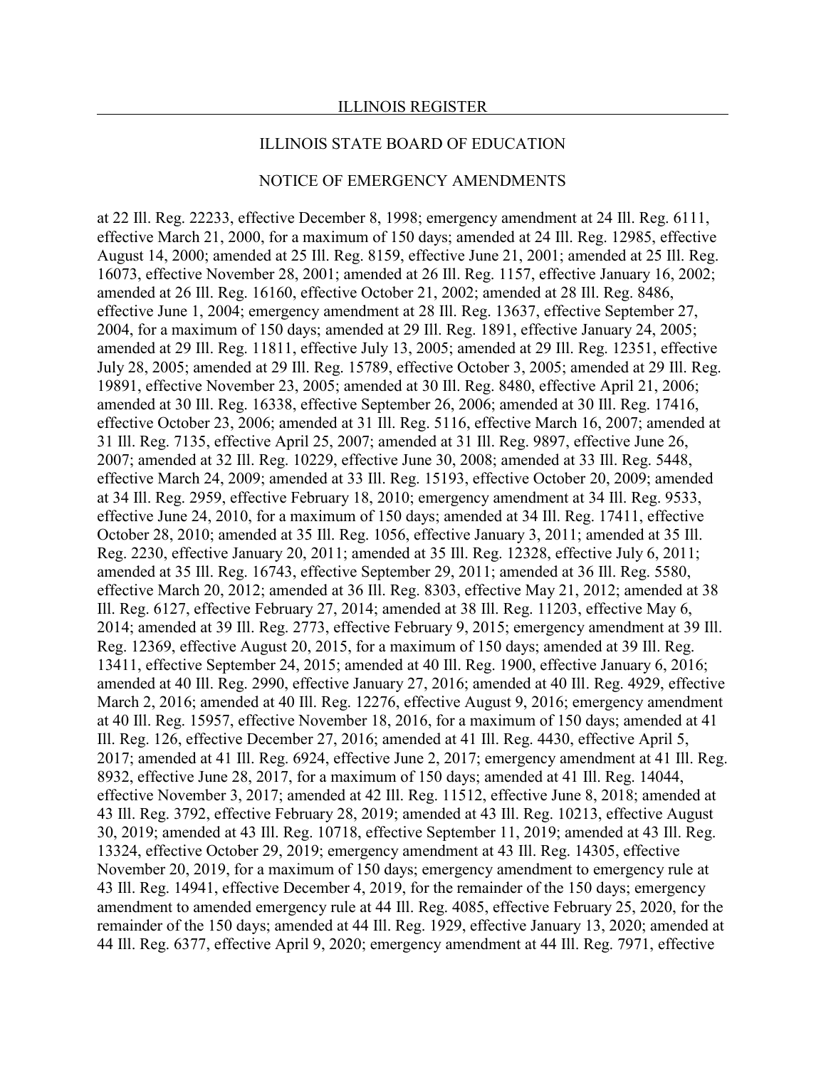at 22 Ill. Reg. 22233, effective December 8, 1998; emergency amendment at 24 Ill. Reg. 6111, effective March 21, 2000, for a maximum of 150 days; amended at 24 Ill. Reg. 12985, effective August 14, 2000; amended at 25 Ill. Reg. 8159, effective June 21, 2001; amended at 25 Ill. Reg. 16073, effective November 28, 2001; amended at 26 Ill. Reg. 1157, effective January 16, 2002; amended at 26 Ill. Reg. 16160, effective October 21, 2002; amended at 28 Ill. Reg. 8486, effective June 1, 2004; emergency amendment at 28 Ill. Reg. 13637, effective September 27, 2004, for a maximum of 150 days; amended at 29 Ill. Reg. 1891, effective January 24, 2005; amended at 29 Ill. Reg. 11811, effective July 13, 2005; amended at 29 Ill. Reg. 12351, effective July 28, 2005; amended at 29 Ill. Reg. 15789, effective October 3, 2005; amended at 29 Ill. Reg. 19891, effective November 23, 2005; amended at 30 Ill. Reg. 8480, effective April 21, 2006; amended at 30 Ill. Reg. 16338, effective September 26, 2006; amended at 30 Ill. Reg. 17416, effective October 23, 2006; amended at 31 Ill. Reg. 5116, effective March 16, 2007; amended at 31 Ill. Reg. 7135, effective April 25, 2007; amended at 31 Ill. Reg. 9897, effective June 26, 2007; amended at 32 Ill. Reg. 10229, effective June 30, 2008; amended at 33 Ill. Reg. 5448, effective March 24, 2009; amended at 33 Ill. Reg. 15193, effective October 20, 2009; amended at 34 Ill. Reg. 2959, effective February 18, 2010; emergency amendment at 34 Ill. Reg. 9533, effective June 24, 2010, for a maximum of 150 days; amended at 34 Ill. Reg. 17411, effective October 28, 2010; amended at 35 Ill. Reg. 1056, effective January 3, 2011; amended at 35 Ill. Reg. 2230, effective January 20, 2011; amended at 35 Ill. Reg. 12328, effective July 6, 2011; amended at 35 Ill. Reg. 16743, effective September 29, 2011; amended at 36 Ill. Reg. 5580, effective March 20, 2012; amended at 36 Ill. Reg. 8303, effective May 21, 2012; amended at 38 Ill. Reg. 6127, effective February 27, 2014; amended at 38 Ill. Reg. 11203, effective May 6, 2014; amended at 39 Ill. Reg. 2773, effective February 9, 2015; emergency amendment at 39 Ill. Reg. 12369, effective August 20, 2015, for a maximum of 150 days; amended at 39 Ill. Reg. 13411, effective September 24, 2015; amended at 40 Ill. Reg. 1900, effective January 6, 2016; amended at 40 Ill. Reg. 2990, effective January 27, 2016; amended at 40 Ill. Reg. 4929, effective March 2, 2016; amended at 40 Ill. Reg. 12276, effective August 9, 2016; emergency amendment at 40 Ill. Reg. 15957, effective November 18, 2016, for a maximum of 150 days; amended at 41 Ill. Reg. 126, effective December 27, 2016; amended at 41 Ill. Reg. 4430, effective April 5, 2017; amended at 41 Ill. Reg. 6924, effective June 2, 2017; emergency amendment at 41 Ill. Reg. 8932, effective June 28, 2017, for a maximum of 150 days; amended at 41 Ill. Reg. 14044, effective November 3, 2017; amended at 42 Ill. Reg. 11512, effective June 8, 2018; amended at 43 Ill. Reg. 3792, effective February 28, 2019; amended at 43 Ill. Reg. 10213, effective August 30, 2019; amended at 43 Ill. Reg. 10718, effective September 11, 2019; amended at 43 Ill. Reg. 13324, effective October 29, 2019; emergency amendment at 43 Ill. Reg. 14305, effective November 20, 2019, for a maximum of 150 days; emergency amendment to emergency rule at 43 Ill. Reg. 14941, effective December 4, 2019, for the remainder of the 150 days; emergency amendment to amended emergency rule at 44 Ill. Reg. 4085, effective February 25, 2020, for the remainder of the 150 days; amended at 44 Ill. Reg. 1929, effective January 13, 2020; amended at 44 Ill. Reg. 6377, effective April 9, 2020; emergency amendment at 44 Ill. Reg. 7971, effective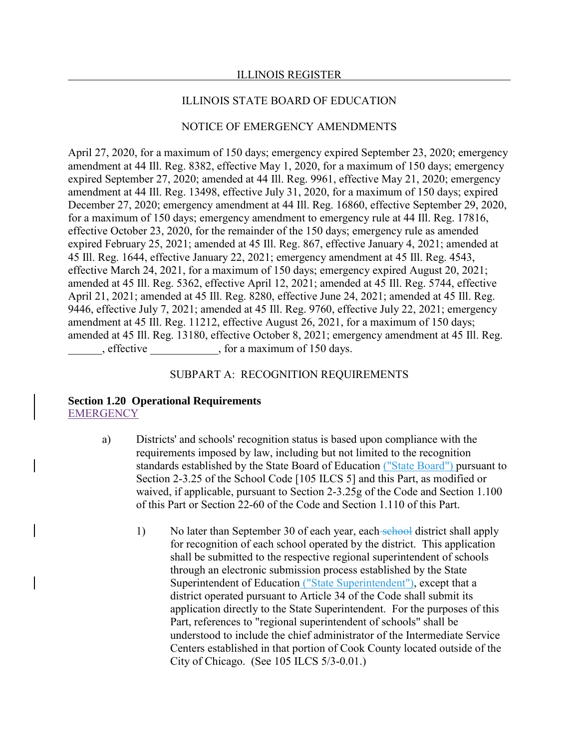ILLINOIS STATE BOARD OF EDUCATION

NOTICE OF EMERGENCY AMENDMENTS

April 27, 2020, for a maximum of 150 days; emergency expired September 23, 2020; emergency amendment at 44 Ill. Reg. 8382, effective May 1, 2020, for a maximum of 150 days; emergency expired September 27, 2020; amended at 44 Ill. Reg. 9961, effective May 21, 2020; emergency amendment at 44 Ill. Reg. 13498, effective July 31, 2020, for a maximum of 150 days; expired December 27, 2020; emergency amendment at 44 Ill. Reg. 16860, effective September 29, 2020, for a maximum of 150 days; emergency amendment to emergency rule at 44 Ill. Reg. 17816, effective October 23, 2020, for the remainder of the 150 days; emergency rule as amended expired February 25, 2021; amended at 45 Ill. Reg. 867, effective January 4, 2021; amended at 45 Ill. Reg. 1644, effective January 22, 2021; emergency amendment at 45 Ill. Reg. 4543, effective March 24, 2021, for a maximum of 150 days; emergency expired August 20, 2021; amended at 45 Ill. Reg. 5362, effective April 12, 2021; amended at 45 Ill. Reg. 5744, effective April 21, 2021; amended at 45 Ill. Reg. 8280, effective June 24, 2021; amended at 45 Ill. Reg. 9446, effective July 7, 2021; amended at 45 Ill. Reg. 9760, effective July 22, 2021; emergency amendment at 45 Ill. Reg. 11212, effective August 26, 2021, for a maximum of 150 days; amended at 45 Ill. Reg. 13180, effective October 8, 2021; emergency amendment at 45 Ill. Reg. ______, effective ____________, for a maximum of 150 days.

SUBPART A: RECOGNITION REQUIREMENTS

**Section 1.20 Operational Requirements**
EMERGENCY

a) Districts' and schools' recognition status is based upon compliance with the requirements imposed by law, including but not limited to the recognition standards established by the State Board of Education ("State Board") pursuant to Section 2-3.25 of the School Code [105 ILCS 5] and this Part, as modified or waived, if applicable, pursuant to Section 2-3.25g of the Code and Section 1.100 of this Part or Section 22-60 of the Code and Section 1.110 of this Part.

   1) No later than September 30 of each year, each ~~school~~ district shall apply for recognition of each school operated by the district. This application shall be submitted to the respective regional superintendent of schools through an electronic submission process established by the State Superintendent of Education ("State Superintendent"), except that a district operated pursuant to Article 34 of the Code shall submit its application directly to the State Superintendent. For the purposes of this Part, references to "regional superintendent of schools" shall be understood to include the chief administrator of the Intermediate Service Centers established in that portion of Cook County located outside of the City of Chicago. (See 105 ILCS 5/3-0.01.)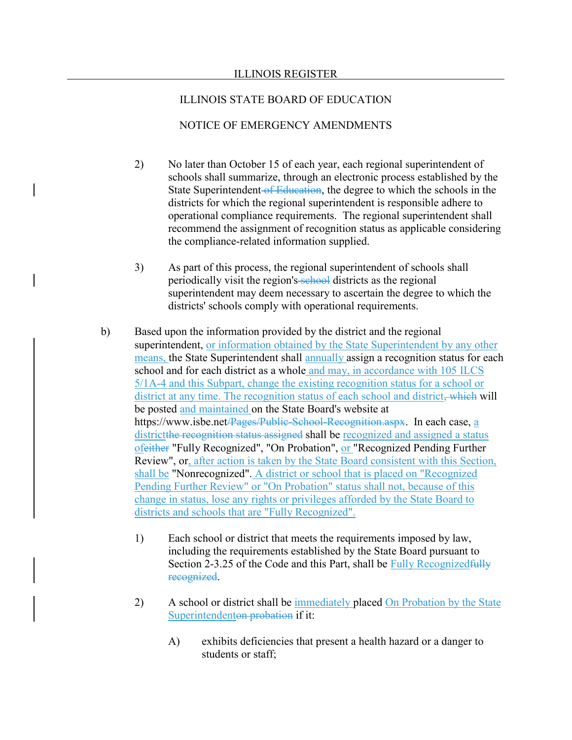ILLINOIS STATE BOARD OF EDUCATION

NOTICE OF EMERGENCY AMENDMENTS

2) No later than October 15 of each year, each regional superintendent of schools shall summarize, through an electronic process established by the State Superintendent ~~of Education~~, the degree to which the schools in the districts for which the regional superintendent is responsible adhere to operational compliance requirements. The regional superintendent shall recommend the assignment of recognition status as applicable considering the compliance-related information supplied.

3) As part of this process, the regional superintendent of schools shall periodically visit the region's ~~school~~ districts as the regional superintendent may deem necessary to ascertain the degree to which the districts' schools comply with operational requirements.

b) Based upon the information provided by the district and the regional superintendent, <u>or information obtained by the State Superintendent by any other means,</u> the State Superintendent shall <u>annually</u> assign a recognition status for each school and for each district as a whole <u>and may, in accordance with 105 ILCS 5/1A-4 and this Subpart, change the existing recognition status for a school or district at any time. The recognition status of each school and district</u>~~, which~~ will be posted <u>and maintained</u> on the State Board's website at https://www.isbe.net~~/Pages/Public-School-Recognition.aspx~~. In each case, <u>a district</u>~~the recognition status assigned~~ shall be <u>recognized and assigned a status of</u>~~either~~ "Fully Recognized", "On Probation", <u>or</u> "Recognized Pending Further Review", or<u>, after action is taken by the State Board consistent with this Section, shall be</u> "Nonrecognized". <u>A district or school that is placed on "Recognized Pending Further Review" or "On Probation" status shall not, because of this change in status, lose any rights or privileges afforded by the State Board to districts and schools that are "Fully Recognized".</u>

1) Each school or district that meets the requirements imposed by law, including the requirements established by the State Board pursuant to Section 2-3.25 of the Code and this Part, shall be <u>Fully Recognized</u>~~fully recognized~~.

2) A school or district shall be <u>immediately</u> placed <u>On Probation by the State Superintendent</u>~~on probation~~ if it:

A) exhibits deficiencies that present a health hazard or a danger to students or staff;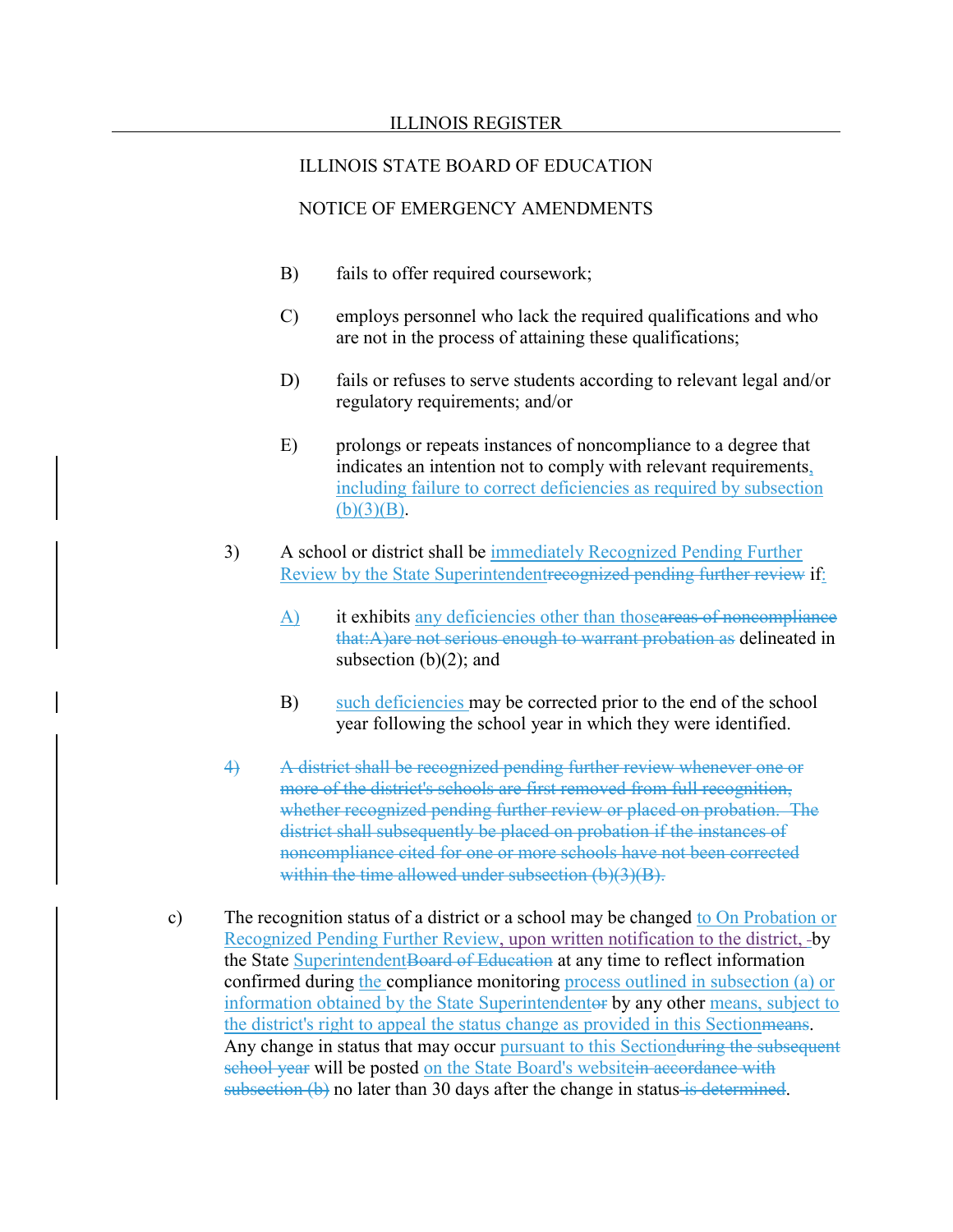B) fails to offer required coursework;

C) employs personnel who lack the required qualifications and who are not in the process of attaining these qualifications;

D) fails or refuses to serve students according to relevant legal and/or regulatory requirements; and/or

E) prolongs or repeats instances of noncompliance to a degree that indicates an intention not to comply with relevant requirements, including failure to correct deficiencies as required by subsection (b)(3)(B).

3) A school or district shall be immediately Recognized Pending Further Review by the State Superintendentrecognized pending further review if:

A) it exhibits any deficiencies other than thoseareas of noncompliance that:A)are not serious enough to warrant probation as delineated in subsection (b)(2); and

B) such deficiencies may be corrected prior to the end of the school year following the school year in which they were identified.

~~4) A district shall be recognized pending further review whenever one or more of the district's schools are first removed from full recognition, whether recognized pending further review or placed on probation. The district shall subsequently be placed on probation if the instances of noncompliance cited for one or more schools have not been corrected within the time allowed under subsection (b)(3)(B).~~

c) The recognition status of a district or a school may be changed to On Probation or Recognized Pending Further Review, upon written notification to the district, by the State SuperintendentBoard of Education at any time to reflect information confirmed during the compliance monitoring process outlined in subsection (a) or information obtained by the State Superintendentor by any other means, subject to the district's right to appeal the status change as provided in this Sectionmeans. Any change in status that may occur pursuant to this Sectionduring the subsequent school year will be posted on the State Board's websitein accordance with subsection (b) no later than 30 days after the change in status is determined.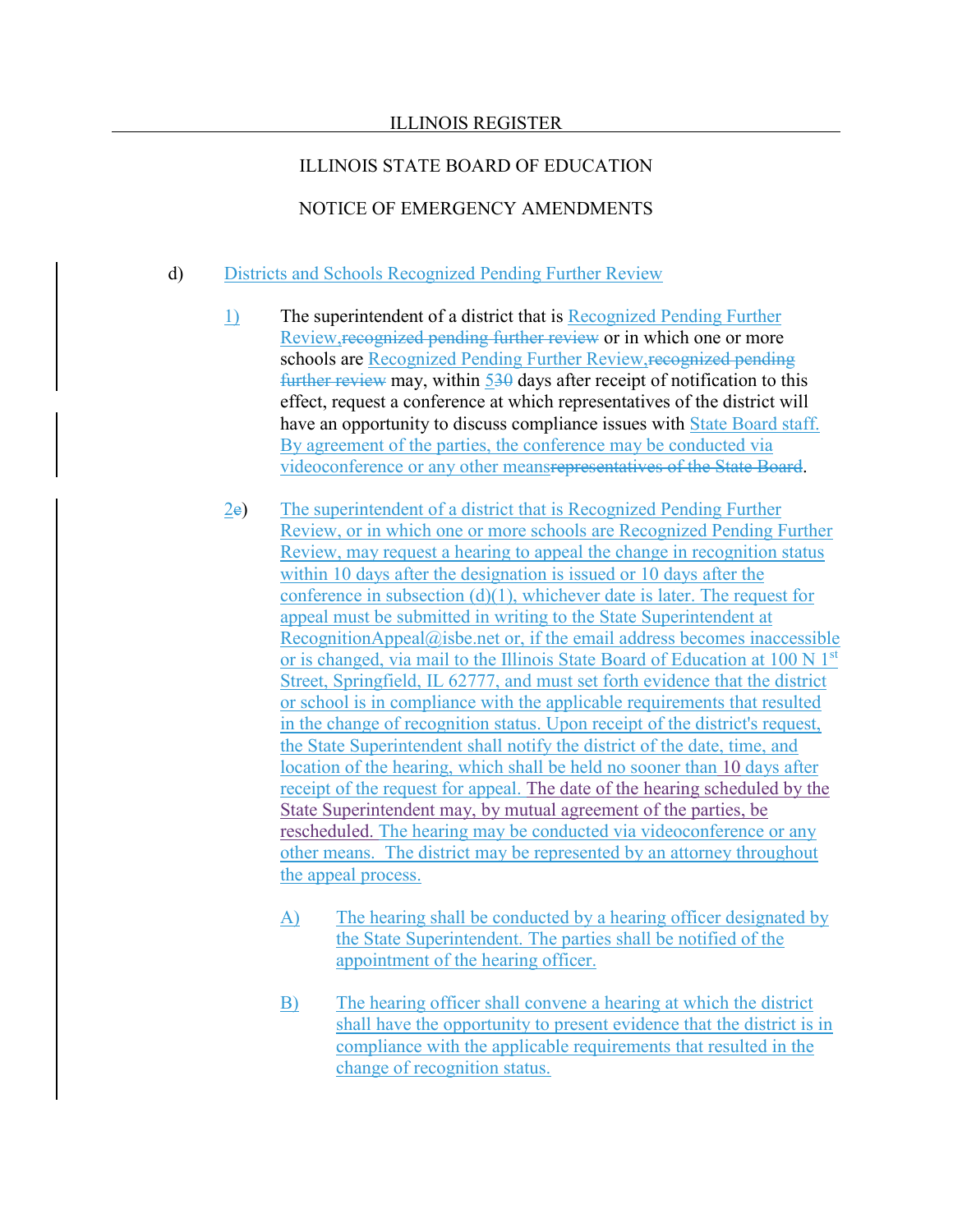ILLINOIS STATE BOARD OF EDUCATION

NOTICE OF EMERGENCY AMENDMENTS

d) Districts and Schools Recognized Pending Further Review

1) The superintendent of a district that is Recognized Pending Further Review,~~recognized pending further review~~ or in which one or more schools are Recognized Pending Further Review,~~recognized pending further review~~ may, within 5~~30~~ days after receipt of notification to this effect, request a conference at which representatives of the district will have an opportunity to discuss compliance issues with State Board staff. By agreement of the parties, the conference may be conducted via videoconference or any other means~~representatives of the State Board~~.

2~~e~~) The superintendent of a district that is Recognized Pending Further Review, or in which one or more schools are Recognized Pending Further Review, may request a hearing to appeal the change in recognition status within 10 days after the designation is issued or 10 days after the conference in subsection (d)(1), whichever date is later. The request for appeal must be submitted in writing to the State Superintendent at RecognitionAppeal@isbe.net or, if the email address becomes inaccessible or is changed, via mail to the Illinois State Board of Education at 100 N 1st Street, Springfield, IL 62777, and must set forth evidence that the district or school is in compliance with the applicable requirements that resulted in the change of recognition status. Upon receipt of the district's request, the State Superintendent shall notify the district of the date, time, and location of the hearing, which shall be held no sooner than 10 days after receipt of the request for appeal. The date of the hearing scheduled by the State Superintendent may, by mutual agreement of the parties, be rescheduled. The hearing may be conducted via videoconference or any other means. The district may be represented by an attorney throughout the appeal process.

A) The hearing shall be conducted by a hearing officer designated by the State Superintendent. The parties shall be notified of the appointment of the hearing officer.

B) The hearing officer shall convene a hearing at which the district shall have the opportunity to present evidence that the district is in compliance with the applicable requirements that resulted in the change of recognition status.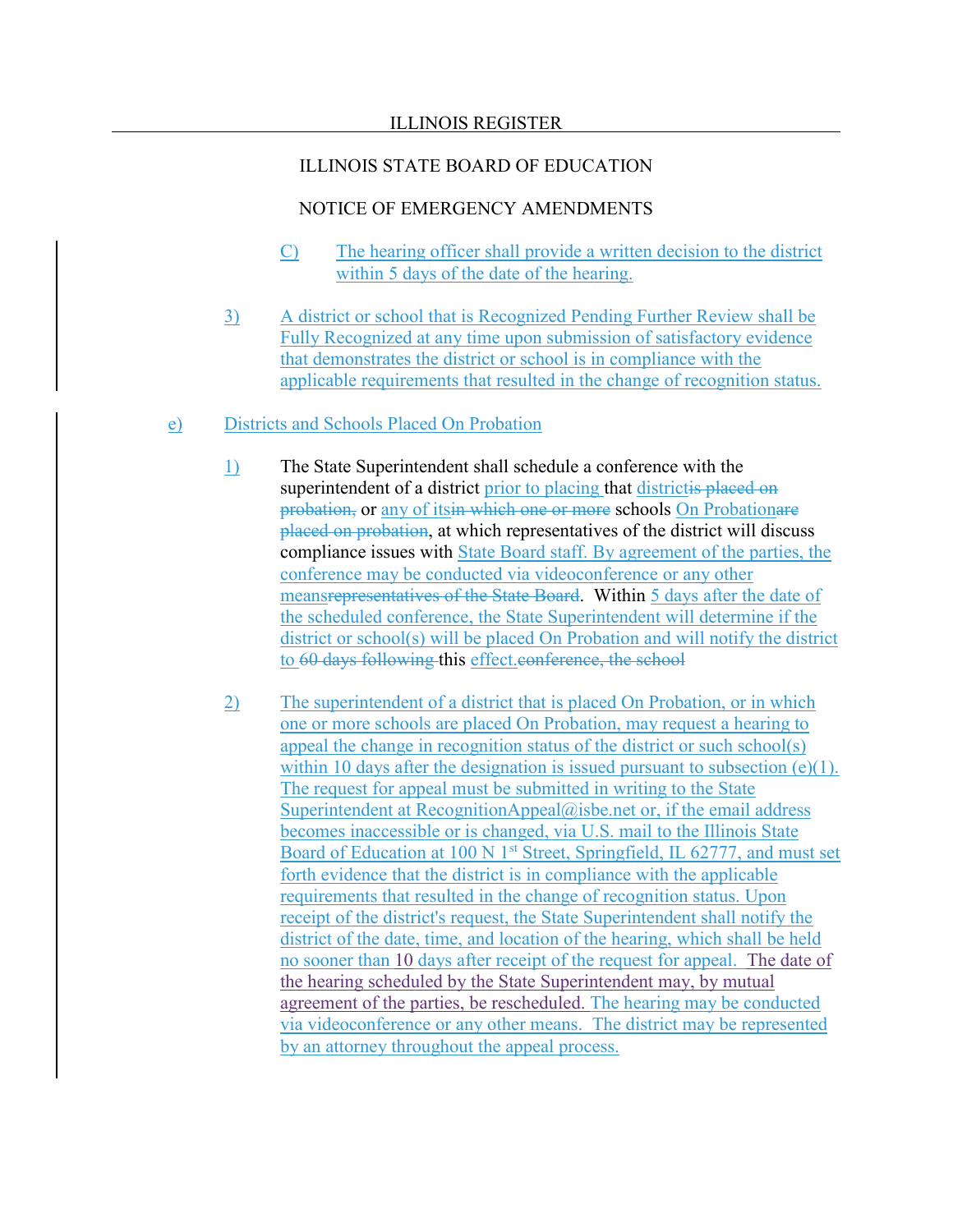ILLINOIS STATE BOARD OF EDUCATION

NOTICE OF EMERGENCY AMENDMENTS

C) The hearing officer shall provide a written decision to the district within 5 days of the date of the hearing.

3) A district or school that is Recognized Pending Further Review shall be Fully Recognized at any time upon submission of satisfactory evidence that demonstrates the district or school is in compliance with the applicable requirements that resulted in the change of recognition status.

e) Districts and Schools Placed On Probation

1) The State Superintendent shall schedule a conference with the superintendent of a district prior to placing that districtis placed on probation, or any of itsin which one or more schools On Probationare placed on probation, at which representatives of the district will discuss compliance issues with State Board staff. By agreement of the parties, the conference may be conducted via videoconference or any other meansrepresentatives of the State Board. Within 5 days after the date of the scheduled conference, the State Superintendent will determine if the district or school(s) will be placed On Probation and will notify the district to 60 days following this effect.conference, the school

2) The superintendent of a district that is placed On Probation, or in which one or more schools are placed On Probation, may request a hearing to appeal the change in recognition status of the district or such school(s) within 10 days after the designation is issued pursuant to subsection (e)(1). The request for appeal must be submitted in writing to the State Superintendent at RecognitionAppeal@isbe.net or, if the email address becomes inaccessible or is changed, via U.S. mail to the Illinois State Board of Education at 100 N 1st Street, Springfield, IL 62777, and must set forth evidence that the district is in compliance with the applicable requirements that resulted in the change of recognition status. Upon receipt of the district's request, the State Superintendent shall notify the district of the date, time, and location of the hearing, which shall be held no sooner than 10 days after receipt of the request for appeal. The date of the hearing scheduled by the State Superintendent may, by mutual agreement of the parties, be rescheduled. The hearing may be conducted via videoconference or any other means. The district may be represented by an attorney throughout the appeal process.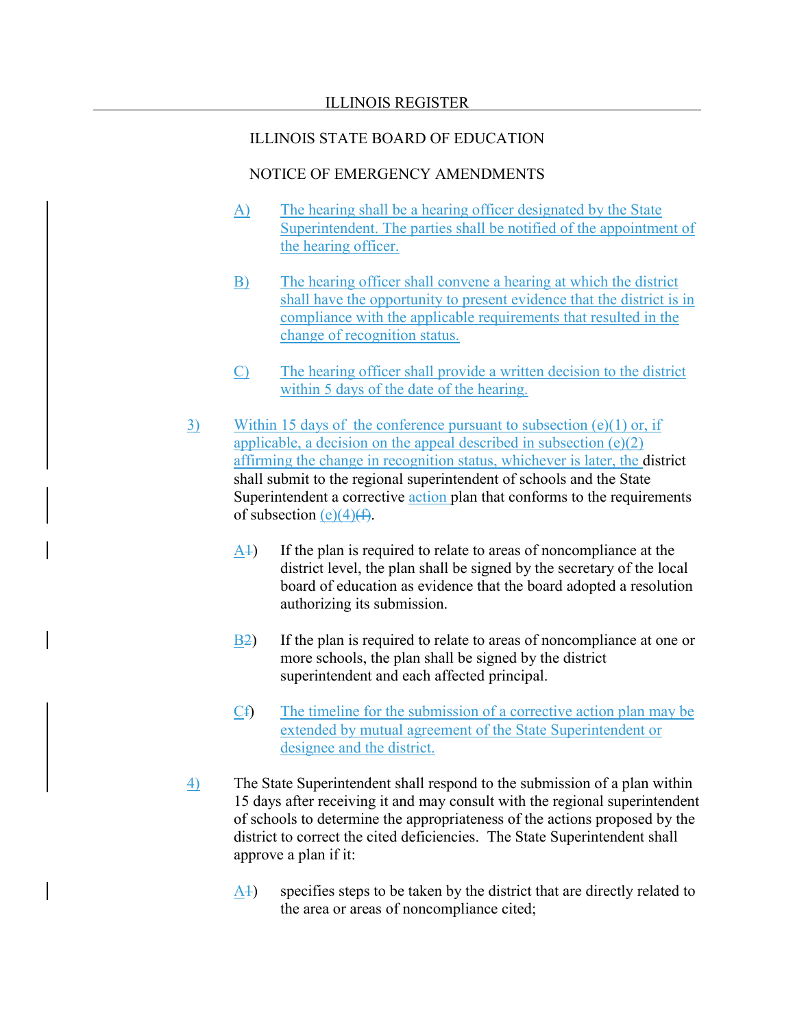ILLINOIS STATE BOARD OF EDUCATION

NOTICE OF EMERGENCY AMENDMENTS

A) The hearing shall be a hearing officer designated by the State Superintendent. The parties shall be notified of the appointment of the hearing officer.

B) The hearing officer shall convene a hearing at which the district shall have the opportunity to present evidence that the district is in compliance with the applicable requirements that resulted in the change of recognition status.

C) The hearing officer shall provide a written decision to the district within 5 days of the date of the hearing.

3) Within 15 days of the conference pursuant to subsection (e)(1) or, if applicable, a decision on the appeal described in subsection (e)(2) affirming the change in recognition status, whichever is later, the district shall submit to the regional superintendent of schools and the State Superintendent a corrective action plan that conforms to the requirements of subsection (e)(4)~~(f)~~.

A~~1~~) If the plan is required to relate to areas of noncompliance at the district level, the plan shall be signed by the secretary of the local board of education as evidence that the board adopted a resolution authorizing its submission.

B~~2~~) If the plan is required to relate to areas of noncompliance at one or more schools, the plan shall be signed by the district superintendent and each affected principal.

C~~f~~) The timeline for the submission of a corrective action plan may be extended by mutual agreement of the State Superintendent or designee and the district.

4) The State Superintendent shall respond to the submission of a plan within 15 days after receiving it and may consult with the regional superintendent of schools to determine the appropriateness of the actions proposed by the district to correct the cited deficiencies. The State Superintendent shall approve a plan if it:

A~~1~~) specifies steps to be taken by the district that are directly related to the area or areas of noncompliance cited;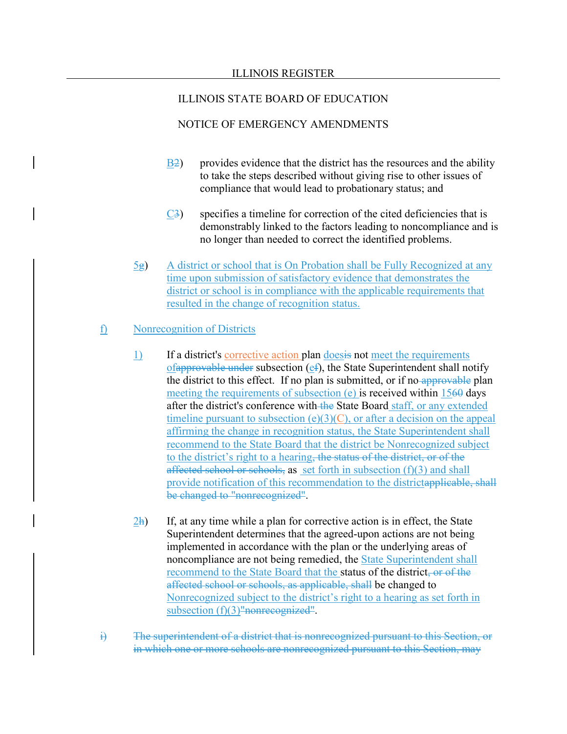ILLINOIS STATE BOARD OF EDUCATION

NOTICE OF EMERGENCY AMENDMENTS

B2) provides evidence that the district has the resources and the ability to take the steps described without giving rise to other issues of compliance that would lead to probationary status; and

C3) specifies a timeline for correction of the cited deficiencies that is demonstrably linked to the factors leading to noncompliance and is no longer than needed to correct the identified problems.

5g) A district or school that is On Probation shall be Fully Recognized at any time upon submission of satisfactory evidence that demonstrates the district or school is in compliance with the applicable requirements that resulted in the change of recognition status.

f) Nonrecognition of Districts

1) If a district's corrective action plan doesis not meet the requirements ofapprovable under subsection (ef), the State Superintendent shall notify the district to this effect. If no plan is submitted, or if no approvable plan meeting the requirements of subsection (e) is received within 1560 days after the district's conference with the State Board staff, or any extended timeline pursuant to subsection (e)(3)(C), or after a decision on the appeal affirming the change in recognition status, the State Superintendent shall recommend to the State Board that the district be Nonrecognized subject to the district's right to a hearing, the status of the district, or of the affected school or schools, as set forth in subsection (f)(3) and shall provide notification of this recommendation to the districtapplicable, shall be changed to "nonrecognized".

2h) If, at any time while a plan for corrective action is in effect, the State Superintendent determines that the agreed-upon actions are not being implemented in accordance with the plan or the underlying areas of noncompliance are not being remedied, the State Superintendent shall recommend to the State Board that the status of the district, or of the affected school or schools, as applicable, shall be changed to Nonrecognized subject to the district's right to a hearing as set forth in subsection (f)(3)"nonrecognized".

i) The superintendent of a district that is nonrecognized pursuant to this Section, or in which one or more schools are nonrecognized pursuant to this Section, may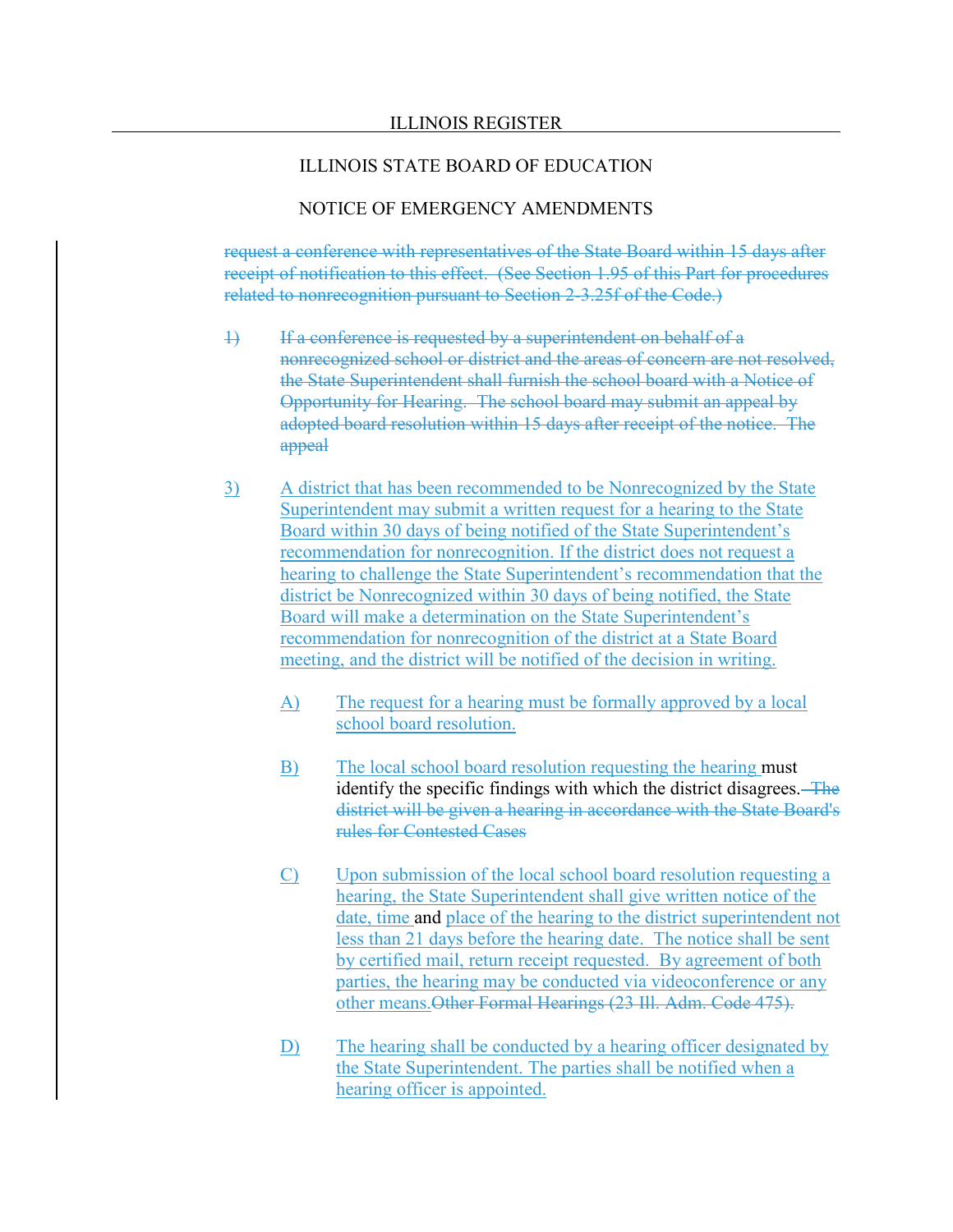~~request a conference with representatives of the State Board within 15 days after receipt of notification to this effect. (See Section 1.95 of this Part for procedures related to nonrecognition pursuant to Section 2-3.25f of the Code.)~~

~~1)~~ ~~If a conference is requested by a superintendent on behalf of a nonrecognized school or district and the areas of concern are not resolved, the State Superintendent shall furnish the school board with a Notice of Opportunity for Hearing. The school board may submit an appeal by adopted board resolution within 15 days after receipt of the notice. The appeal~~

<u>3)</u> <u>A district that has been recommended to be Nonrecognized by the State Superintendent may submit a written request for a hearing to the State Board within 30 days of being notified of the State Superintendent's recommendation for nonrecognition. If the district does not request a hearing to challenge the State Superintendent's recommendation that the district be Nonrecognized within 30 days of being notified, the State Board will make a determination on the State Superintendent's recommendation for nonrecognition of the district at a State Board meeting, and the district will be notified of the decision in writing.</u>

<u>A)</u> <u>The request for a hearing must be formally approved by a local school board resolution.</u>

<u>B)</u> <u>The local school board resolution requesting the hearing</u> must identify the specific findings with which the district disagrees. ~~The district will be given a hearing in accordance with the State Board's rules for Contested Cases~~

<u>C)</u> <u>Upon submission of the local school board resolution requesting a hearing, the State Superintendent shall give written notice of the date, time</u> and <u>place of the hearing to the district superintendent not less than 21 days before the hearing date. The notice shall be sent by certified mail, return receipt requested. By agreement of both parties, the hearing may be conducted via videoconference or any other means.</u>~~Other Formal Hearings (23 Ill. Adm. Code 475).~~

<u>D)</u> <u>The hearing shall be conducted by a hearing officer designated by the State Superintendent. The parties shall be notified when a hearing officer is appointed.</u>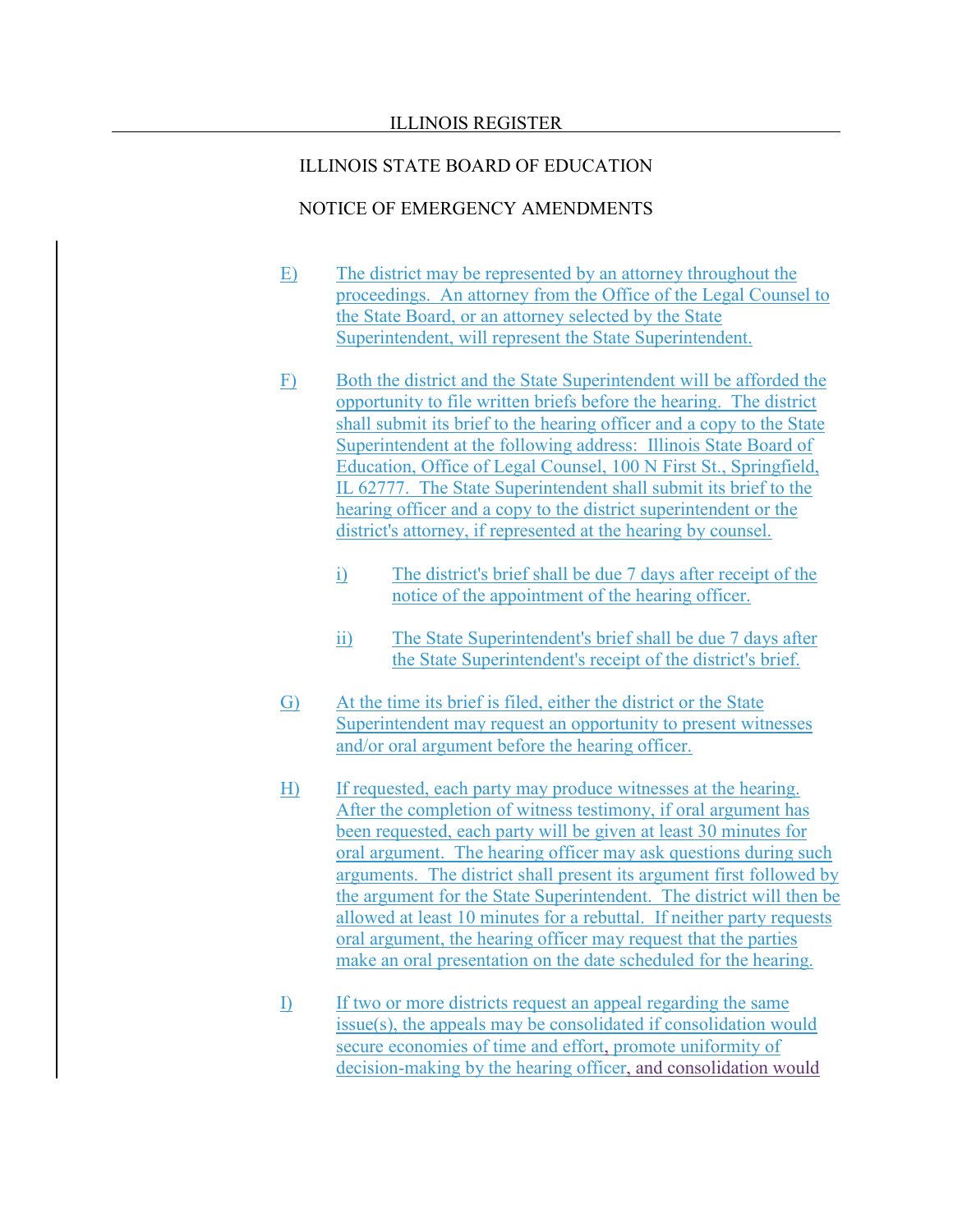E) The district may be represented by an attorney throughout the proceedings. An attorney from the Office of the Legal Counsel to the State Board, or an attorney selected by the State Superintendent, will represent the State Superintendent.

F) Both the district and the State Superintendent will be afforded the opportunity to file written briefs before the hearing. The district shall submit its brief to the hearing officer and a copy to the State Superintendent at the following address: Illinois State Board of Education, Office of Legal Counsel, 100 N First St., Springfield, IL 62777. The State Superintendent shall submit its brief to the hearing officer and a copy to the district superintendent or the district's attorney, if represented at the hearing by counsel.

   i) The district's brief shall be due 7 days after receipt of the notice of the appointment of the hearing officer.

   ii) The State Superintendent's brief shall be due 7 days after the State Superintendent's receipt of the district's brief.

G) At the time its brief is filed, either the district or the State Superintendent may request an opportunity to present witnesses and/or oral argument before the hearing officer.

H) If requested, each party may produce witnesses at the hearing. After the completion of witness testimony, if oral argument has been requested, each party will be given at least 30 minutes for oral argument. The hearing officer may ask questions during such arguments. The district shall present its argument first followed by the argument for the State Superintendent. The district will then be allowed at least 10 minutes for a rebuttal. If neither party requests oral argument, the hearing officer may request that the parties make an oral presentation on the date scheduled for the hearing.

I) If two or more districts request an appeal regarding the same issue(s), the appeals may be consolidated if consolidation would secure economies of time and effort, promote uniformity of decision-making by the hearing officer, and consolidation would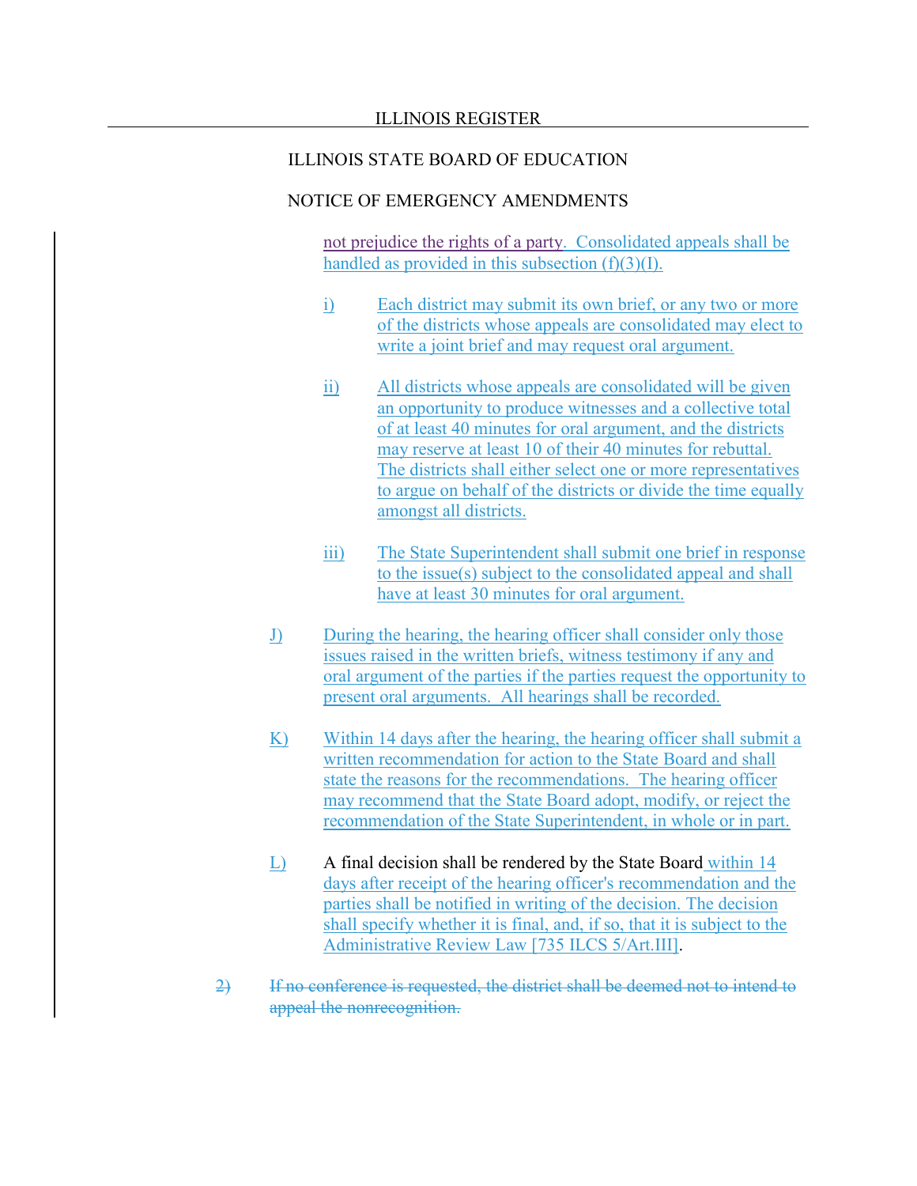ILLINOIS STATE BOARD OF EDUCATION

NOTICE OF EMERGENCY AMENDMENTS

not prejudice the rights of a party. Consolidated appeals shall be handled as provided in this subsection (f)(3)(I).

- i) Each district may submit its own brief, or any two or more of the districts whose appeals are consolidated may elect to write a joint brief and may request oral argument.

- ii) All districts whose appeals are consolidated will be given an opportunity to produce witnesses and a collective total of at least 40 minutes for oral argument, and the districts may reserve at least 10 of their 40 minutes for rebuttal. The districts shall either select one or more representatives to argue on behalf of the districts or divide the time equally amongst all districts.

- iii) The State Superintendent shall submit one brief in response to the issue(s) subject to the consolidated appeal and shall have at least 30 minutes for oral argument.

J) During the hearing, the hearing officer shall consider only those issues raised in the written briefs, witness testimony if any and oral argument of the parties if the parties request the opportunity to present oral arguments. All hearings shall be recorded.

K) Within 14 days after the hearing, the hearing officer shall submit a written recommendation for action to the State Board and shall state the reasons for the recommendations. The hearing officer may recommend that the State Board adopt, modify, or reject the recommendation of the State Superintendent, in whole or in part.

L) A final decision shall be rendered by the State Board within 14 days after receipt of the hearing officer's recommendation and the parties shall be notified in writing of the decision. The decision shall specify whether it is final, and, if so, that it is subject to the Administrative Review Law [735 ILCS 5/Art.III].

~~2) If no conference is requested, the district shall be deemed not to intend to appeal the nonrecognition.~~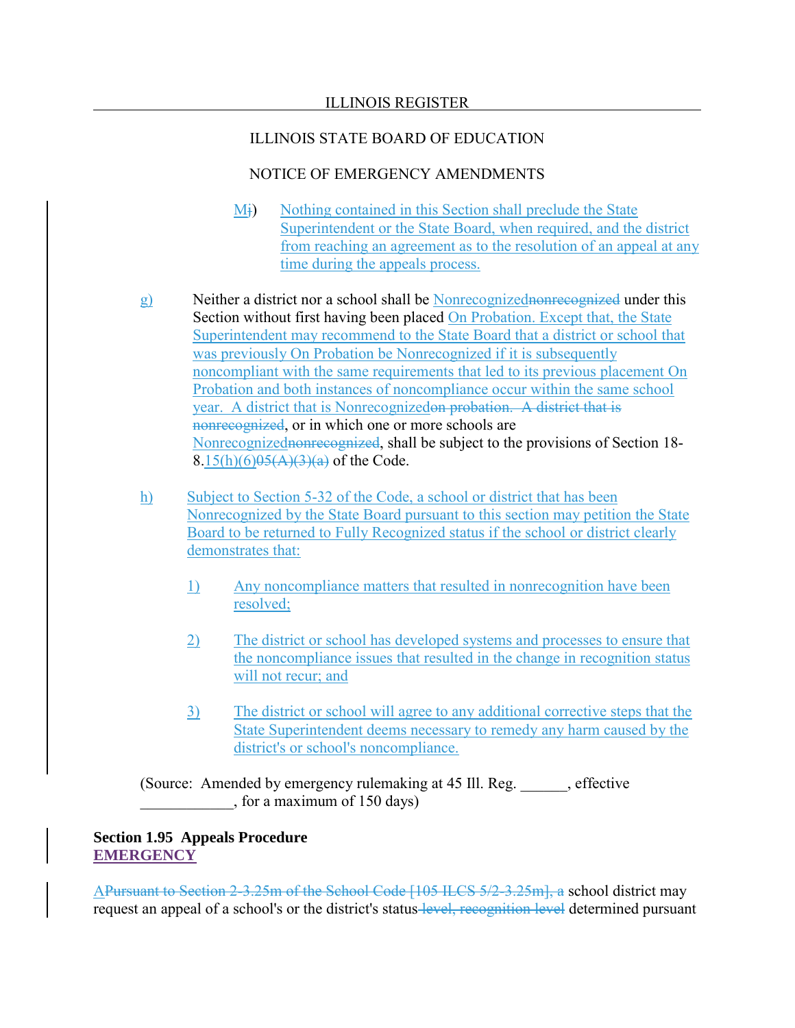ILLINOIS STATE BOARD OF EDUCATION

NOTICE OF EMERGENCY AMENDMENTS

Mi) Nothing contained in this Section shall preclude the State Superintendent or the State Board, when required, and the district from reaching an agreement as to the resolution of an appeal at any time during the appeals process.

g) Neither a district nor a school shall be Nonrecognizednonrecognized under this Section without first having been placed On Probation. Except that, the State Superintendent may recommend to the State Board that a district or school that was previously On Probation be Nonrecognized if it is subsequently noncompliant with the same requirements that led to its previous placement On Probation and both instances of noncompliance occur within the same school year. A district that is Nonrecognizedon probation. A district that is nonrecognized, or in which one or more schools are Nonrecognizednonrecognized, shall be subject to the provisions of Section 18-8.15(h)(6)05(A)(3)(a) of the Code.

h) Subject to Section 5-32 of the Code, a school or district that has been Nonrecognized by the State Board pursuant to this section may petition the State Board to be returned to Fully Recognized status if the school or district clearly demonstrates that:

1) Any noncompliance matters that resulted in nonrecognition have been resolved;

2) The district or school has developed systems and processes to ensure that the noncompliance issues that resulted in the change in recognition status will not recur; and

3) The district or school will agree to any additional corrective steps that the State Superintendent deems necessary to remedy any harm caused by the district's or school's noncompliance.

(Source: Amended by emergency rulemaking at 45 Ill. Reg. ______, effective ____________, for a maximum of 150 days)

**Section 1.95 Appeals Procedure**
**EMERGENCY**

APursuant to Section 2-3.25m of the School Code [105 ILCS 5/2-3.25m], a school district may request an appeal of a school's or the district's status level, recognition level determined pursuant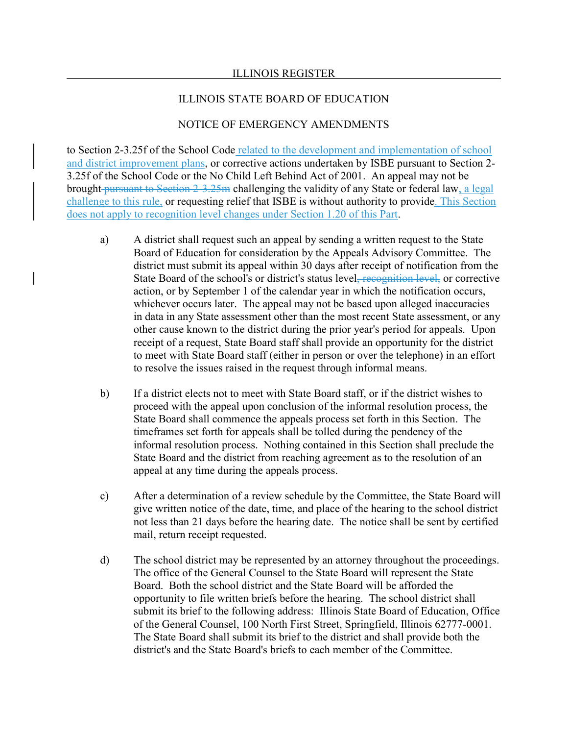ILLINOIS STATE BOARD OF EDUCATION

NOTICE OF EMERGENCY AMENDMENTS

to Section 2-3.25f of the School Code related to the development and implementation of school and district improvement plans, or corrective actions undertaken by ISBE pursuant to Section 2-3.25f of the School Code or the No Child Left Behind Act of 2001. An appeal may not be brought ~~pursuant to Section 2-3.25m~~ challenging the validity of any State or federal law, a legal challenge to this rule, or requesting relief that ISBE is without authority to provide. This Section does not apply to recognition level changes under Section 1.20 of this Part.

a) A district shall request such an appeal by sending a written request to the State Board of Education for consideration by the Appeals Advisory Committee. The district must submit its appeal within 30 days after receipt of notification from the State Board of the school's or district's status level~~, recognition level,~~ or corrective action, or by September 1 of the calendar year in which the notification occurs, whichever occurs later. The appeal may not be based upon alleged inaccuracies in data in any State assessment other than the most recent State assessment, or any other cause known to the district during the prior year's period for appeals. Upon receipt of a request, State Board staff shall provide an opportunity for the district to meet with State Board staff (either in person or over the telephone) in an effort to resolve the issues raised in the request through informal means.

b) If a district elects not to meet with State Board staff, or if the district wishes to proceed with the appeal upon conclusion of the informal resolution process, the State Board shall commence the appeals process set forth in this Section. The timeframes set forth for appeals shall be tolled during the pendency of the informal resolution process. Nothing contained in this Section shall preclude the State Board and the district from reaching agreement as to the resolution of an appeal at any time during the appeals process.

c) After a determination of a review schedule by the Committee, the State Board will give written notice of the date, time, and place of the hearing to the school district not less than 21 days before the hearing date. The notice shall be sent by certified mail, return receipt requested.

d) The school district may be represented by an attorney throughout the proceedings. The office of the General Counsel to the State Board will represent the State Board. Both the school district and the State Board will be afforded the opportunity to file written briefs before the hearing. The school district shall submit its brief to the following address: Illinois State Board of Education, Office of the General Counsel, 100 North First Street, Springfield, Illinois 62777-0001. The State Board shall submit its brief to the district and shall provide both the district's and the State Board's briefs to each member of the Committee.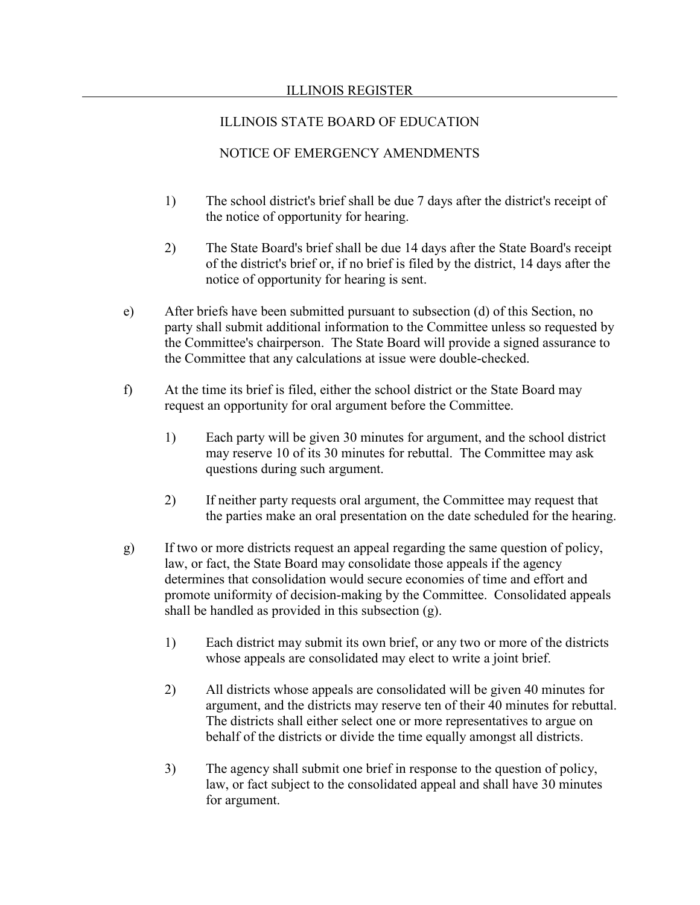1) The school district's brief shall be due 7 days after the district's receipt of the notice of opportunity for hearing.

2) The State Board's brief shall be due 14 days after the State Board's receipt of the district's brief or, if no brief is filed by the district, 14 days after the notice of opportunity for hearing is sent.

e) After briefs have been submitted pursuant to subsection (d) of this Section, no party shall submit additional information to the Committee unless so requested by the Committee's chairperson. The State Board will provide a signed assurance to the Committee that any calculations at issue were double-checked.

f) At the time its brief is filed, either the school district or the State Board may request an opportunity for oral argument before the Committee.

1) Each party will be given 30 minutes for argument, and the school district may reserve 10 of its 30 minutes for rebuttal. The Committee may ask questions during such argument.

2) If neither party requests oral argument, the Committee may request that the parties make an oral presentation on the date scheduled for the hearing.

g) If two or more districts request an appeal regarding the same question of policy, law, or fact, the State Board may consolidate those appeals if the agency determines that consolidation would secure economies of time and effort and promote uniformity of decision-making by the Committee. Consolidated appeals shall be handled as provided in this subsection (g).

1) Each district may submit its own brief, or any two or more of the districts whose appeals are consolidated may elect to write a joint brief.

2) All districts whose appeals are consolidated will be given 40 minutes for argument, and the districts may reserve ten of their 40 minutes for rebuttal. The districts shall either select one or more representatives to argue on behalf of the districts or divide the time equally amongst all districts.

3) The agency shall submit one brief in response to the question of policy, law, or fact subject to the consolidated appeal and shall have 30 minutes for argument.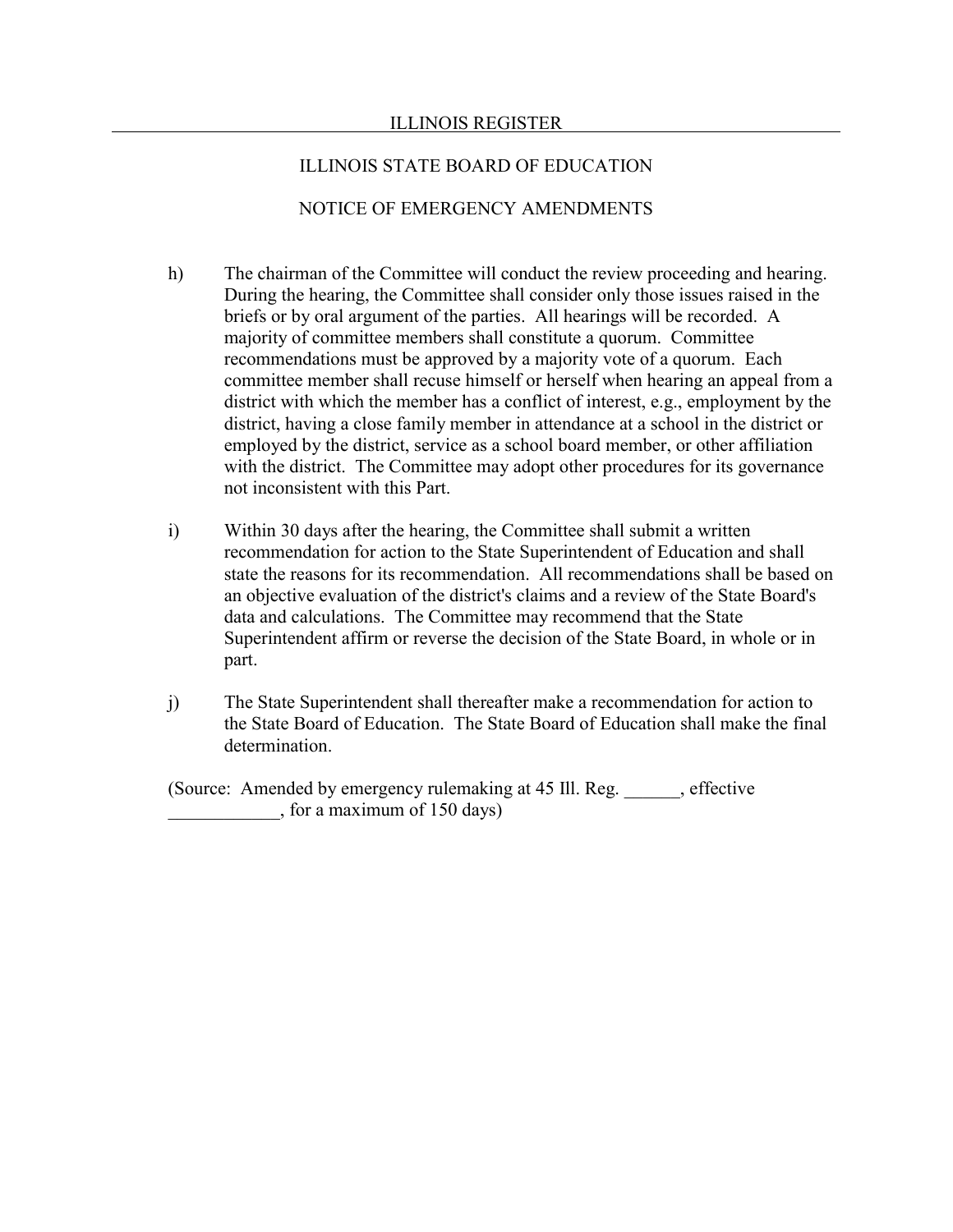h) The chairman of the Committee will conduct the review proceeding and hearing. During the hearing, the Committee shall consider only those issues raised in the briefs or by oral argument of the parties. All hearings will be recorded. A majority of committee members shall constitute a quorum. Committee recommendations must be approved by a majority vote of a quorum. Each committee member shall recuse himself or herself when hearing an appeal from a district with which the member has a conflict of interest, e.g., employment by the district, having a close family member in attendance at a school in the district or employed by the district, service as a school board member, or other affiliation with the district. The Committee may adopt other procedures for its governance not inconsistent with this Part.

i) Within 30 days after the hearing, the Committee shall submit a written recommendation for action to the State Superintendent of Education and shall state the reasons for its recommendation. All recommendations shall be based on an objective evaluation of the district's claims and a review of the State Board's data and calculations. The Committee may recommend that the State Superintendent affirm or reverse the decision of the State Board, in whole or in part.

j) The State Superintendent shall thereafter make a recommendation for action to the State Board of Education. The State Board of Education shall make the final determination.

(Source: Amended by emergency rulemaking at 45 Ill. Reg. ______, effective ____________, for a maximum of 150 days)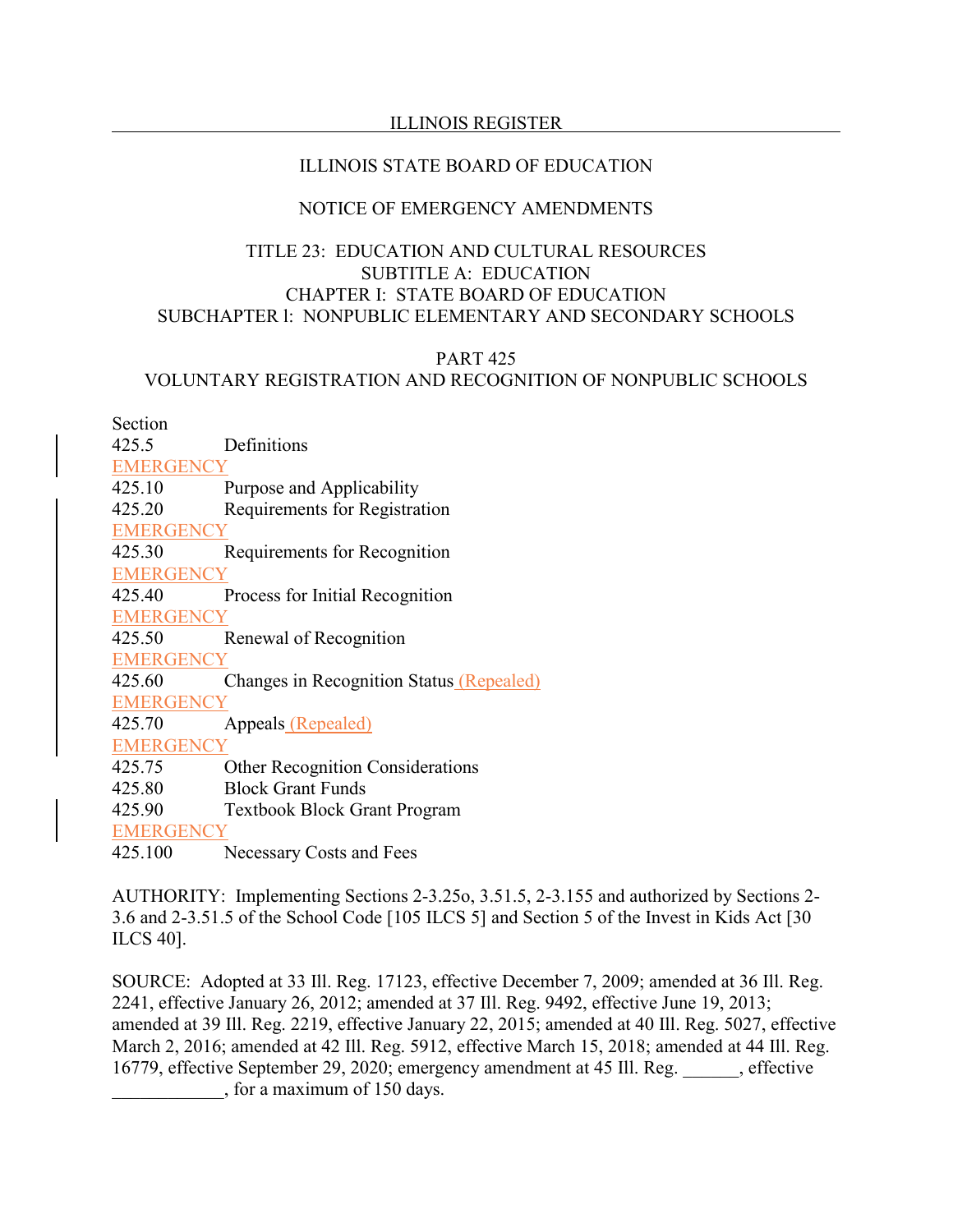ILLINOIS STATE BOARD OF EDUCATION

NOTICE OF EMERGENCY AMENDMENTS

TITLE 23: EDUCATION AND CULTURAL RESOURCES
SUBTITLE A: EDUCATION
CHAPTER I: STATE BOARD OF EDUCATION
SUBCHAPTER l: NONPUBLIC ELEMENTARY AND SECONDARY SCHOOLS

PART 425
VOLUNTARY REGISTRATION AND RECOGNITION OF NONPUBLIC SCHOOLS

| Section | |
|---|---|
| 425.5 | Definitions |
| EMERGENCY | |
| 425.10 | Purpose and Applicability |
| 425.20 | Requirements for Registration |
| EMERGENCY | |
| 425.30 | Requirements for Recognition |
| EMERGENCY | |
| 425.40 | Process for Initial Recognition |
| EMERGENCY | |
| 425.50 | Renewal of Recognition |
| EMERGENCY | |
| 425.60 | Changes in Recognition Status (Repealed) |
| EMERGENCY | |
| 425.70 | Appeals (Repealed) |
| EMERGENCY | |
| 425.75 | Other Recognition Considerations |
| 425.80 | Block Grant Funds |
| 425.90 | Textbook Block Grant Program |
| EMERGENCY | |
| 425.100 | Necessary Costs and Fees |

AUTHORITY: Implementing Sections 2-3.25o, 3.51.5, 2-3.155 and authorized by Sections 2-3.6 and 2-3.51.5 of the School Code [105 ILCS 5] and Section 5 of the Invest in Kids Act [30 ILCS 40].

SOURCE: Adopted at 33 Ill. Reg. 17123, effective December 7, 2009; amended at 36 Ill. Reg. 2241, effective January 26, 2012; amended at 37 Ill. Reg. 9492, effective June 19, 2013; amended at 39 Ill. Reg. 2219, effective January 22, 2015; amended at 40 Ill. Reg. 5027, effective March 2, 2016; amended at 42 Ill. Reg. 5912, effective March 15, 2018; amended at 44 Ill. Reg. 16779, effective September 29, 2020; emergency amendment at 45 Ill. Reg. ______, effective ____________, for a maximum of 150 days.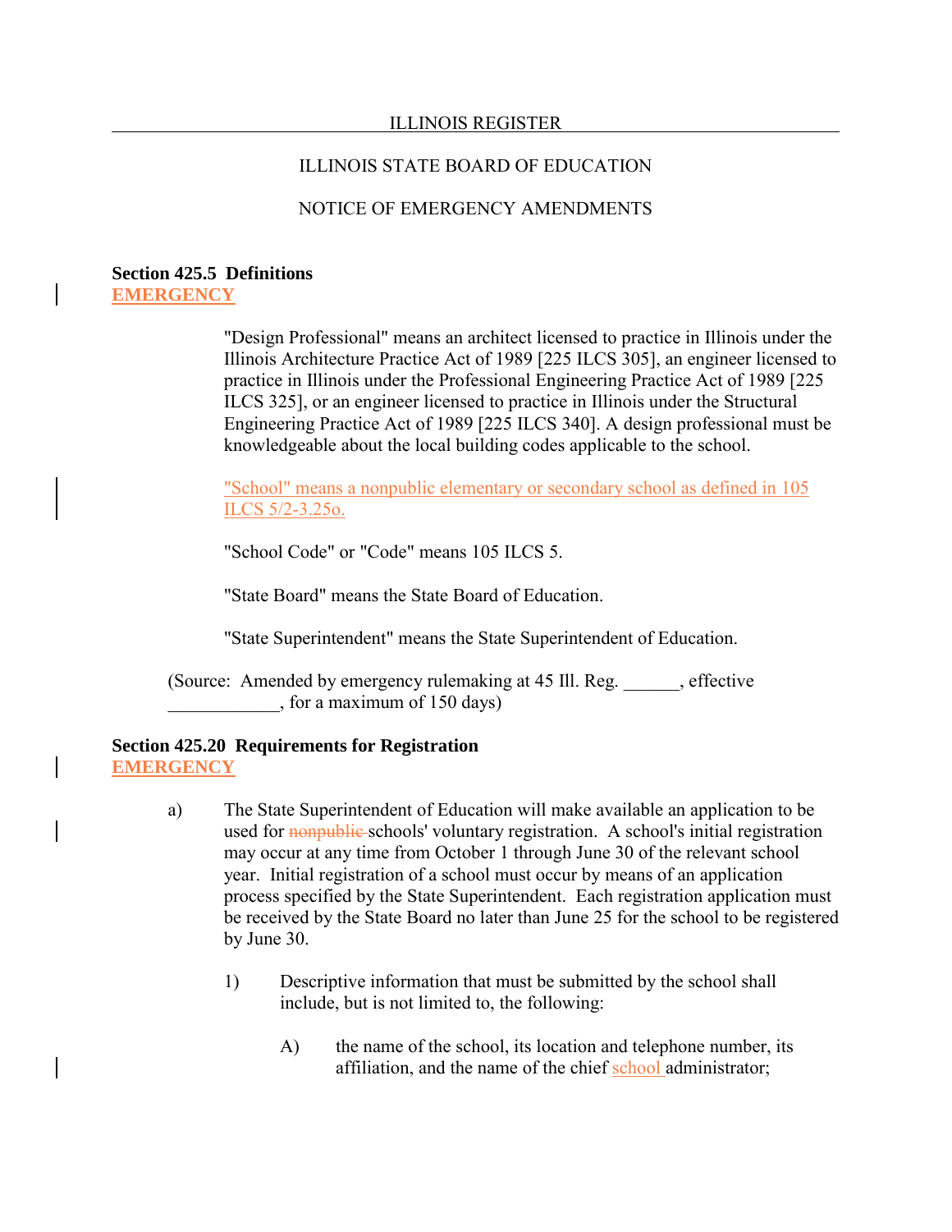# ILLINOIS STATE BOARD OF EDUCATION

## NOTICE OF EMERGENCY AMENDMENTS

**Section 425.5 Definitions**
**EMERGENCY**

"Design Professional" means an architect licensed to practice in Illinois under the Illinois Architecture Practice Act of 1989 [225 ILCS 305], an engineer licensed to practice in Illinois under the Professional Engineering Practice Act of 1989 [225 ILCS 325], or an engineer licensed to practice in Illinois under the Structural Engineering Practice Act of 1989 [225 ILCS 340]. A design professional must be knowledgeable about the local building codes applicable to the school.

"School" means a nonpublic elementary or secondary school as defined in 105 ILCS 5/2-3.25o.

"School Code" or "Code" means 105 ILCS 5.

"State Board" means the State Board of Education.

"State Superintendent" means the State Superintendent of Education.

(Source: Amended by emergency rulemaking at 45 Ill. Reg. ______, effective ____________, for a maximum of 150 days)

**Section 425.20 Requirements for Registration**
**EMERGENCY**

a) The State Superintendent of Education will make available an application to be used for ~~nonpublic~~ schools' voluntary registration. A school's initial registration may occur at any time from October 1 through June 30 of the relevant school year. Initial registration of a school must occur by means of an application process specified by the State Superintendent. Each registration application must be received by the State Board no later than June 25 for the school to be registered by June 30.

1) Descriptive information that must be submitted by the school shall include, but is not limited to, the following:

A) the name of the school, its location and telephone number, its affiliation, and the name of the chief school administrator;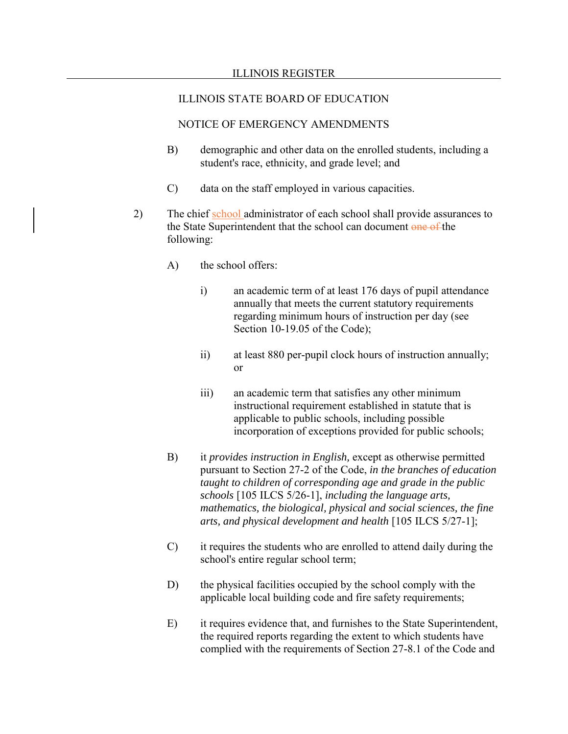ILLINOIS STATE BOARD OF EDUCATION

NOTICE OF EMERGENCY AMENDMENTS

B) demographic and other data on the enrolled students, including a student's race, ethnicity, and grade level; and

C) data on the staff employed in various capacities.

2) The chief <u>school</u> administrator of each school shall provide assurances to the State Superintendent that the school can document ~~one of~~ the following:

A) the school offers:

i) an academic term of at least 176 days of pupil attendance annually that meets the current statutory requirements regarding minimum hours of instruction per day (see Section 10-19.05 of the Code);

ii) at least 880 per-pupil clock hours of instruction annually; or

iii) an academic term that satisfies any other minimum instructional requirement established in statute that is applicable to public schools, including possible incorporation of exceptions provided for public schools;

B) it *provides instruction in English,* except as otherwise permitted pursuant to Section 27-2 of the Code, *in the branches of education taught to children of corresponding age and grade in the public schools* [105 ILCS 5/26-1], *including the language arts, mathematics, the biological, physical and social sciences, the fine arts, and physical development and health* [105 ILCS 5/27-1];

C) it requires the students who are enrolled to attend daily during the school's entire regular school term;

D) the physical facilities occupied by the school comply with the applicable local building code and fire safety requirements;

E) it requires evidence that, and furnishes to the State Superintendent, the required reports regarding the extent to which students have complied with the requirements of Section 27-8.1 of the Code and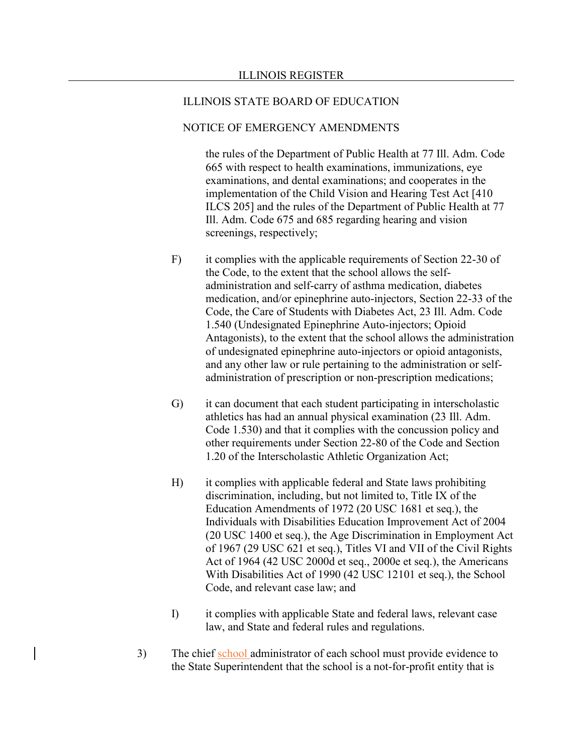the rules of the Department of Public Health at 77 Ill. Adm. Code 665 with respect to health examinations, immunizations, eye examinations, and dental examinations; and cooperates in the implementation of the Child Vision and Hearing Test Act [410 ILCS 205] and the rules of the Department of Public Health at 77 Ill. Adm. Code 675 and 685 regarding hearing and vision screenings, respectively;

F) it complies with the applicable requirements of Section 22-30 of the Code, to the extent that the school allows the self-administration and self-carry of asthma medication, diabetes medication, and/or epinephrine auto-injectors, Section 22-33 of the Code, the Care of Students with Diabetes Act, 23 Ill. Adm. Code 1.540 (Undesignated Epinephrine Auto-injectors; Opioid Antagonists), to the extent that the school allows the administration of undesignated epinephrine auto-injectors or opioid antagonists, and any other law or rule pertaining to the administration or self-administration of prescription or non-prescription medications;

G) it can document that each student participating in interscholastic athletics has had an annual physical examination (23 Ill. Adm. Code 1.530) and that it complies with the concussion policy and other requirements under Section 22-80 of the Code and Section 1.20 of the Interscholastic Athletic Organization Act;

H) it complies with applicable federal and State laws prohibiting discrimination, including, but not limited to, Title IX of the Education Amendments of 1972 (20 USC 1681 et seq.), the Individuals with Disabilities Education Improvement Act of 2004 (20 USC 1400 et seq.), the Age Discrimination in Employment Act of 1967 (29 USC 621 et seq.), Titles VI and VII of the Civil Rights Act of 1964 (42 USC 2000d et seq., 2000e et seq.), the Americans With Disabilities Act of 1990 (42 USC 12101 et seq.), the School Code, and relevant case law; and

I) it complies with applicable State and federal laws, relevant case law, and State and federal rules and regulations.

3) The chief school administrator of each school must provide evidence to the State Superintendent that the school is a not-for-profit entity that is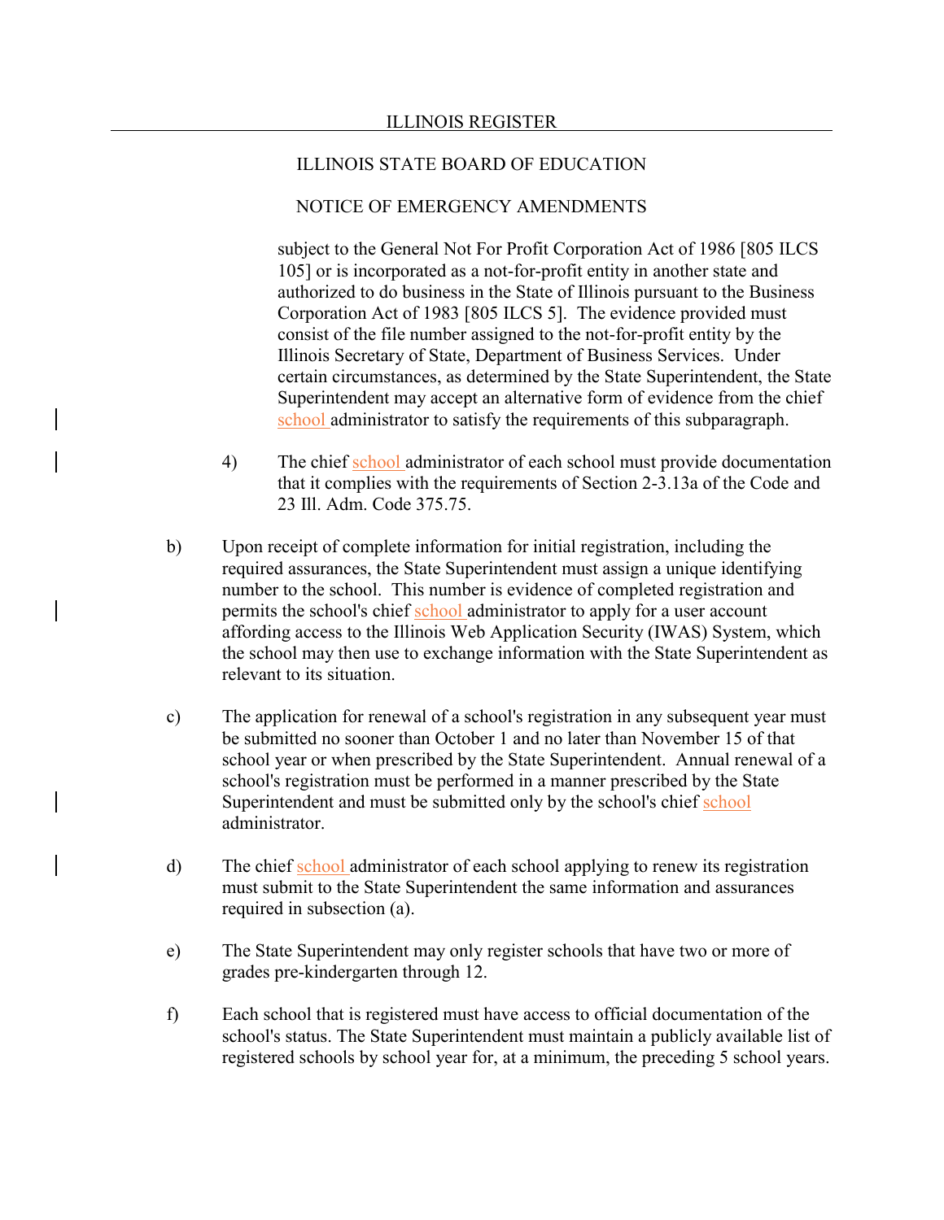subject to the General Not For Profit Corporation Act of 1986 [805 ILCS 105] or is incorporated as a not-for-profit entity in another state and authorized to do business in the State of Illinois pursuant to the Business Corporation Act of 1983 [805 ILCS 5]. The evidence provided must consist of the file number assigned to the not-for-profit entity by the Illinois Secretary of State, Department of Business Services. Under certain circumstances, as determined by the State Superintendent, the State Superintendent may accept an alternative form of evidence from the chief school administrator to satisfy the requirements of this subparagraph.

4) The chief school administrator of each school must provide documentation that it complies with the requirements of Section 2-3.13a of the Code and 23 Ill. Adm. Code 375.75.

b) Upon receipt of complete information for initial registration, including the required assurances, the State Superintendent must assign a unique identifying number to the school. This number is evidence of completed registration and permits the school's chief school administrator to apply for a user account affording access to the Illinois Web Application Security (IWAS) System, which the school may then use to exchange information with the State Superintendent as relevant to its situation.

c) The application for renewal of a school's registration in any subsequent year must be submitted no sooner than October 1 and no later than November 15 of that school year or when prescribed by the State Superintendent. Annual renewal of a school's registration must be performed in a manner prescribed by the State Superintendent and must be submitted only by the school's chief school administrator.

d) The chief school administrator of each school applying to renew its registration must submit to the State Superintendent the same information and assurances required in subsection (a).

e) The State Superintendent may only register schools that have two or more of grades pre-kindergarten through 12.

f) Each school that is registered must have access to official documentation of the school's status. The State Superintendent must maintain a publicly available list of registered schools by school year for, at a minimum, the preceding 5 school years.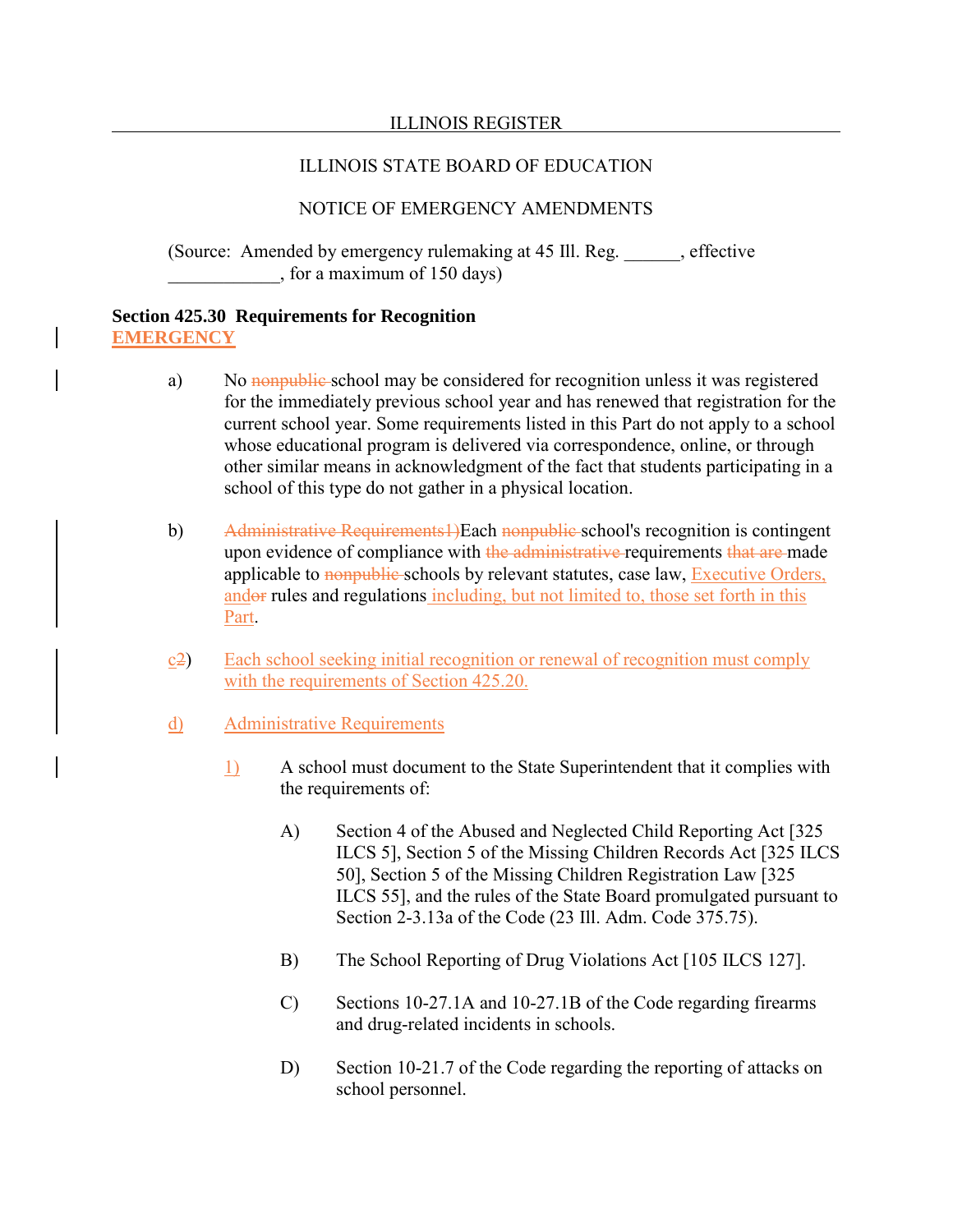ILLINOIS STATE BOARD OF EDUCATION

NOTICE OF EMERGENCY AMENDMENTS

(Source: Amended by emergency rulemaking at 45 Ill. Reg. ______, effective ____________, for a maximum of 150 days)

**Section 425.30 Requirements for Recognition**
**EMERGENCY**

a) No ~~nonpublic~~ school may be considered for recognition unless it was registered for the immediately previous school year and has renewed that registration for the current school year. Some requirements listed in this Part do not apply to a school whose educational program is delivered via correspondence, online, or through other similar means in acknowledgment of the fact that students participating in a school of this type do not gather in a physical location.

b) ~~Administrative Requirements1)~~Each ~~nonpublic~~ school's recognition is contingent upon evidence of compliance with ~~the administrative~~ requirements ~~that are~~ made applicable to ~~nonpublic~~ schools by relevant statutes, case law, Executive Orders, and~~or~~ rules and regulations including, but not limited to, those set forth in this Part.

c~~2~~) Each school seeking initial recognition or renewal of recognition must comply with the requirements of Section 425.20.

d) Administrative Requirements

1) A school must document to the State Superintendent that it complies with the requirements of:

A) Section 4 of the Abused and Neglected Child Reporting Act [325 ILCS 5], Section 5 of the Missing Children Records Act [325 ILCS 50], Section 5 of the Missing Children Registration Law [325 ILCS 55], and the rules of the State Board promulgated pursuant to Section 2-3.13a of the Code (23 Ill. Adm. Code 375.75).

B) The School Reporting of Drug Violations Act [105 ILCS 127].

C) Sections 10-27.1A and 10-27.1B of the Code regarding firearms and drug-related incidents in schools.

D) Section 10-21.7 of the Code regarding the reporting of attacks on school personnel.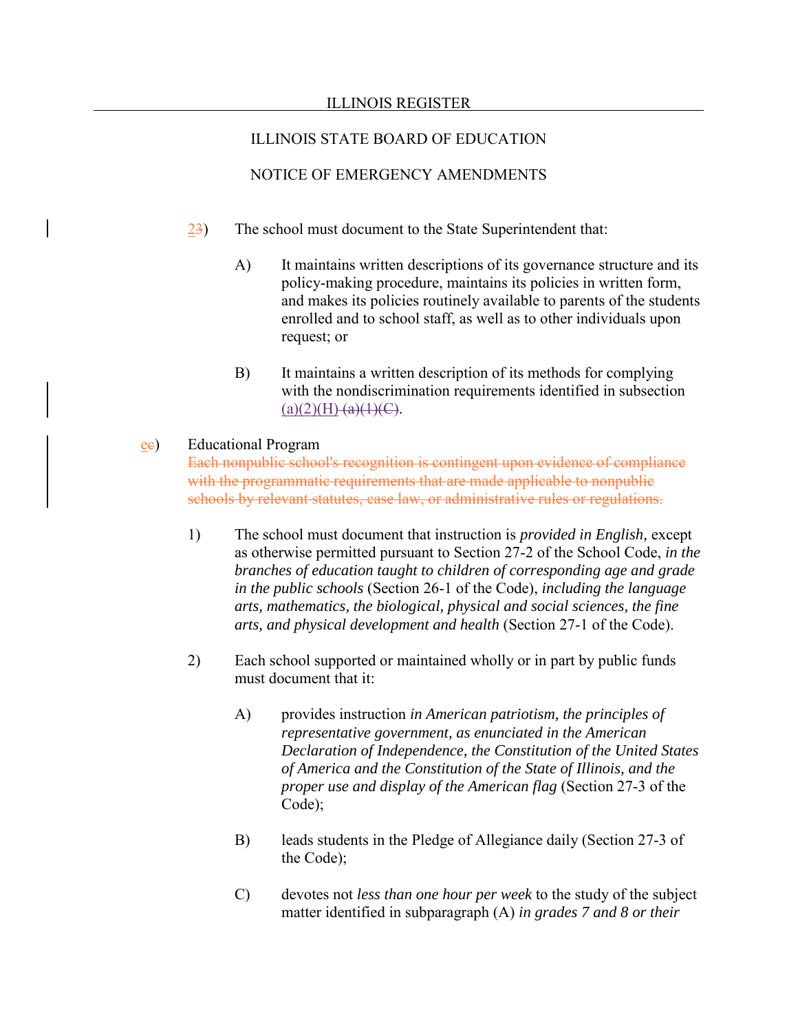ILLINOIS STATE BOARD OF EDUCATION

NOTICE OF EMERGENCY AMENDMENTS

2~~3~~) The school must document to the State Superintendent that:

A) It maintains written descriptions of its governance structure and its policy-making procedure, maintains its policies in written form, and makes its policies routinely available to parents of the students enrolled and to school staff, as well as to other individuals upon request; or

B) It maintains a written description of its methods for complying with the nondiscrimination requirements identified in subsection (a)(2)(H) ~~(a)(1)(C)~~.

e~~e~~) Educational Program
~~Each nonpublic school's recognition is contingent upon evidence of compliance with the programmatic requirements that are made applicable to nonpublic schools by relevant statutes, case law, or administrative rules or regulations.~~

1) The school must document that instruction is *provided in English,* except as otherwise permitted pursuant to Section 27-2 of the School Code, *in the branches of education taught to children of corresponding age and grade in the public schools* (Section 26-1 of the Code), *including the language arts, mathematics, the biological, physical and social sciences, the fine arts, and physical development and health* (Section 27-1 of the Code).

2) Each school supported or maintained wholly or in part by public funds must document that it:

A) provides instruction *in American patriotism, the principles of representative government, as enunciated in the American Declaration of Independence, the Constitution of the United States of America and the Constitution of the State of Illinois, and the proper use and display of the American flag* (Section 27-3 of the Code);

B) leads students in the Pledge of Allegiance daily (Section 27-3 of the Code);

C) devotes not *less than one hour per week* to the study of the subject matter identified in subparagraph (A) *in grades 7 and 8 or their*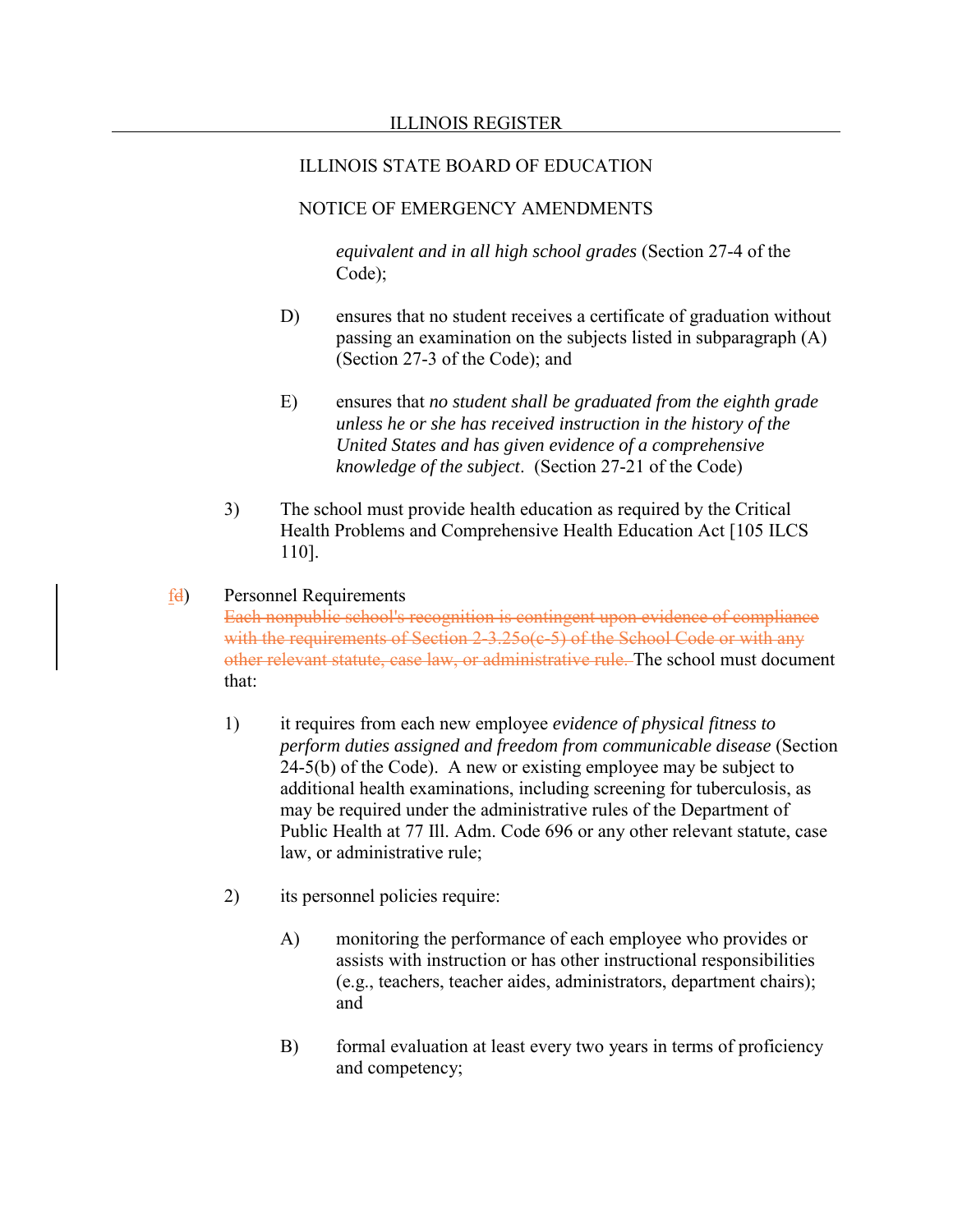ILLINOIS STATE BOARD OF EDUCATION

NOTICE OF EMERGENCY AMENDMENTS

*equivalent and in all high school grades* (Section 27-4 of the Code);

D) ensures that no student receives a certificate of graduation without passing an examination on the subjects listed in subparagraph (A) (Section 27-3 of the Code); and

E) ensures that *no student shall be graduated from the eighth grade unless he or she has received instruction in the history of the United States and has given evidence of a comprehensive knowledge of the subject*. (Section 27-21 of the Code)

3) The school must provide health education as required by the Critical Health Problems and Comprehensive Health Education Act [105 ILCS 110].

f~~d~~) Personnel Requirements
~~Each nonpublic school's recognition is contingent upon evidence of compliance with the requirements of Section 2-3.25o(c-5) of the School Code or with any other relevant statute, case law, or administrative rule.~~ The school must document that:

1) it requires from each new employee *evidence of physical fitness to perform duties assigned and freedom from communicable disease* (Section 24-5(b) of the Code). A new or existing employee may be subject to additional health examinations, including screening for tuberculosis, as may be required under the administrative rules of the Department of Public Health at 77 Ill. Adm. Code 696 or any other relevant statute, case law, or administrative rule;

2) its personnel policies require:

A) monitoring the performance of each employee who provides or assists with instruction or has other instructional responsibilities (e.g., teachers, teacher aides, administrators, department chairs); and

B) formal evaluation at least every two years in terms of proficiency and competency;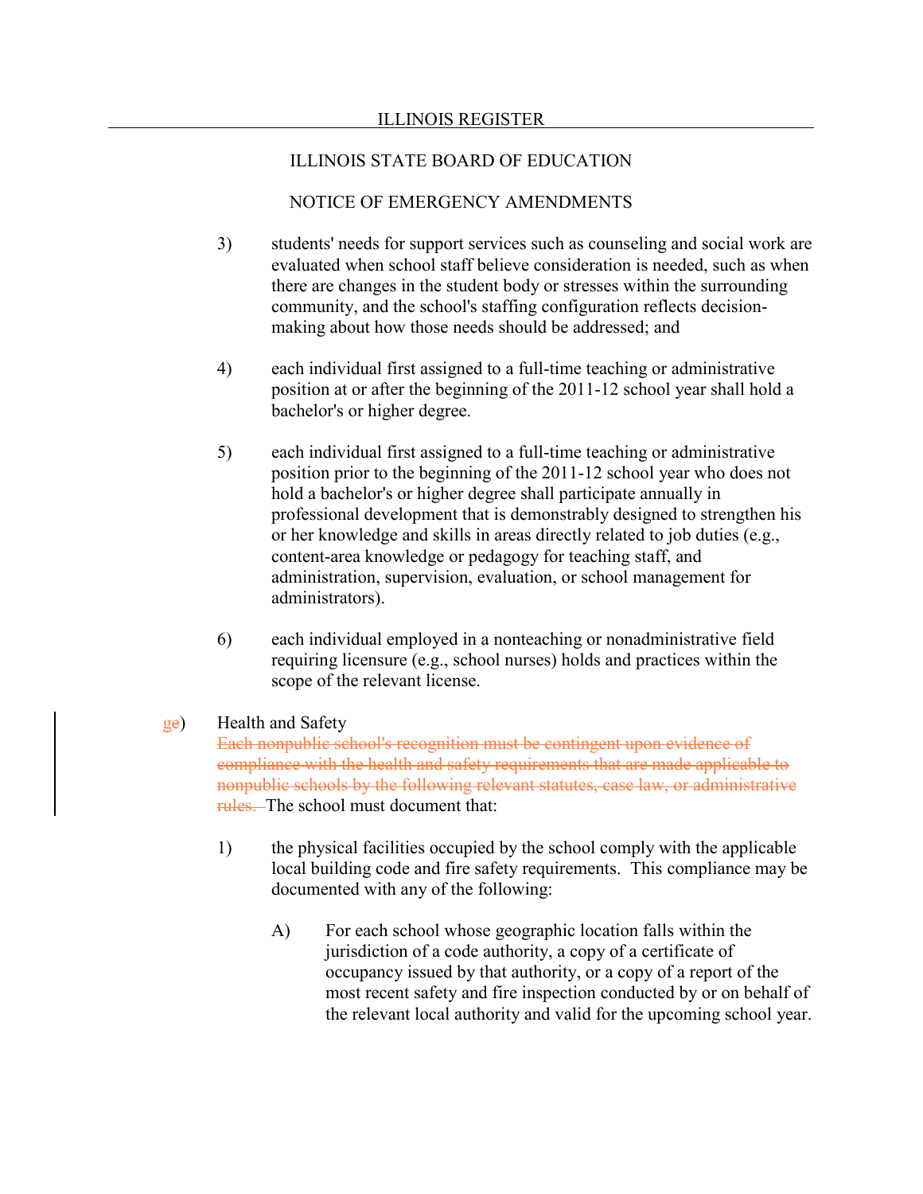ILLINOIS STATE BOARD OF EDUCATION

NOTICE OF EMERGENCY AMENDMENTS

3) students' needs for support services such as counseling and social work are evaluated when school staff believe consideration is needed, such as when there are changes in the student body or stresses within the surrounding community, and the school's staffing configuration reflects decision-making about how those needs should be addressed; and

4) each individual first assigned to a full-time teaching or administrative position at or after the beginning of the 2011-12 school year shall hold a bachelor's or higher degree.

5) each individual first assigned to a full-time teaching or administrative position prior to the beginning of the 2011-12 school year who does not hold a bachelor's or higher degree shall participate annually in professional development that is demonstrably designed to strengthen his or her knowledge and skills in areas directly related to job duties (e.g., content-area knowledge or pedagogy for teaching staff, and administration, supervision, evaluation, or school management for administrators).

6) each individual employed in a nonteaching or nonadministrative field requiring licensure (e.g., school nurses) holds and practices within the scope of the relevant license.

ge) Health and Safety
~~Each nonpublic school's recognition must be contingent upon evidence of compliance with the health and safety requirements that are made applicable to nonpublic schools by the following relevant statutes, case law, or administrative rules.~~ The school must document that:

1) the physical facilities occupied by the school comply with the applicable local building code and fire safety requirements. This compliance may be documented with any of the following:

A) For each school whose geographic location falls within the jurisdiction of a code authority, a copy of a certificate of occupancy issued by that authority, or a copy of a report of the most recent safety and fire inspection conducted by or on behalf of the relevant local authority and valid for the upcoming school year.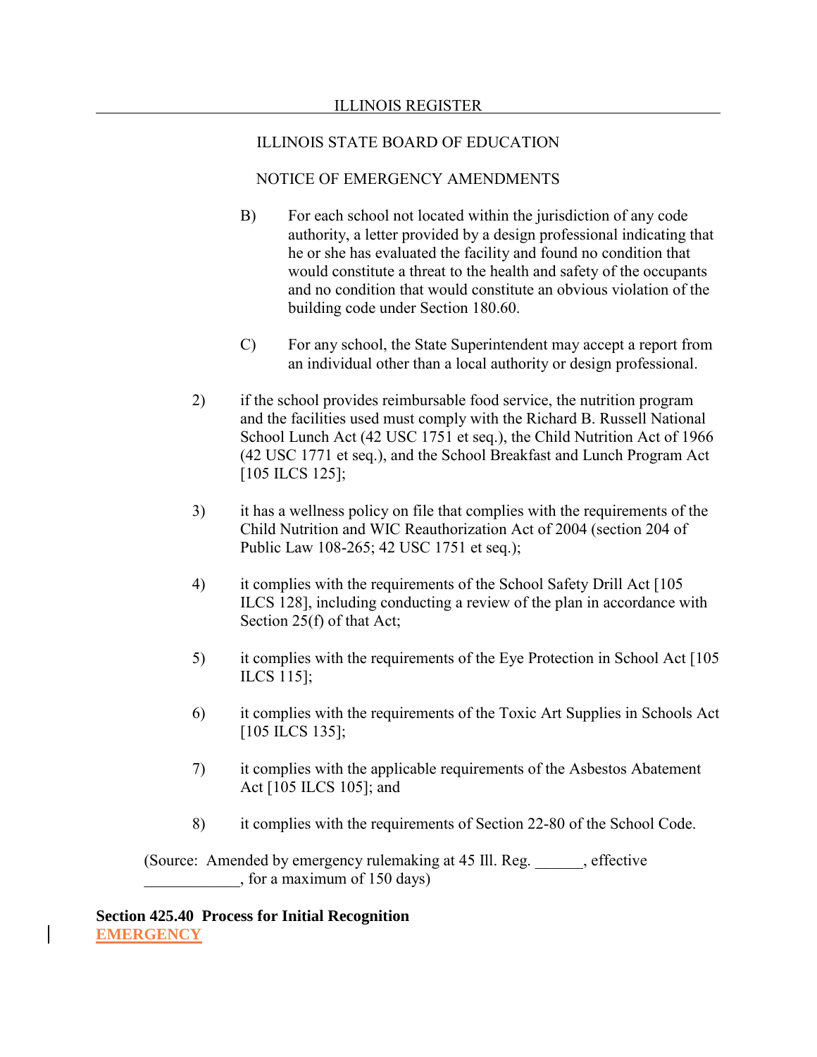B) For each school not located within the jurisdiction of any code authority, a letter provided by a design professional indicating that he or she has evaluated the facility and found no condition that would constitute a threat to the health and safety of the occupants and no condition that would constitute an obvious violation of the building code under Section 180.60.

C) For any school, the State Superintendent may accept a report from an individual other than a local authority or design professional.

2) if the school provides reimbursable food service, the nutrition program and the facilities used must comply with the Richard B. Russell National School Lunch Act (42 USC 1751 et seq.), the Child Nutrition Act of 1966 (42 USC 1771 et seq.), and the School Breakfast and Lunch Program Act [105 ILCS 125];

3) it has a wellness policy on file that complies with the requirements of the Child Nutrition and WIC Reauthorization Act of 2004 (section 204 of Public Law 108-265; 42 USC 1751 et seq.);

4) it complies with the requirements of the School Safety Drill Act [105 ILCS 128], including conducting a review of the plan in accordance with Section 25(f) of that Act;

5) it complies with the requirements of the Eye Protection in School Act [105 ILCS 115];

6) it complies with the requirements of the Toxic Art Supplies in Schools Act [105 ILCS 135];

7) it complies with the applicable requirements of the Asbestos Abatement Act [105 ILCS 105]; and

8) it complies with the requirements of Section 22-80 of the School Code.

(Source: Amended by emergency rulemaking at 45 Ill. Reg. ______, effective ____________, for a maximum of 150 days)

**Section 425.40 Process for Initial Recognition**
**EMERGENCY**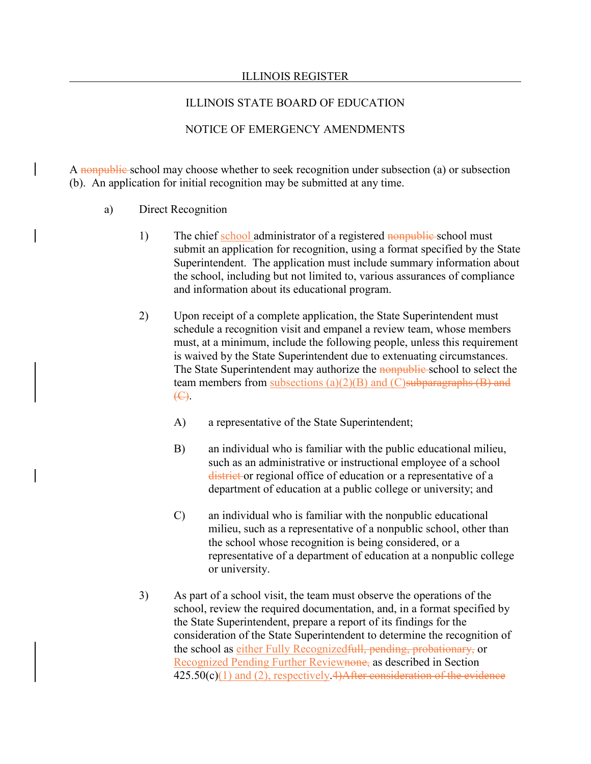A ~~nonpublic~~ school may choose whether to seek recognition under subsection (a) or subsection (b). An application for initial recognition may be submitted at any time.

a) Direct Recognition

1) The chief <u>school</u> administrator of a registered ~~nonpublic~~ school must submit an application for recognition, using a format specified by the State Superintendent. The application must include summary information about the school, including but not limited to, various assurances of compliance and information about its educational program.

2) Upon receipt of a complete application, the State Superintendent must schedule a recognition visit and empanel a review team, whose members must, at a minimum, include the following people, unless this requirement is waived by the State Superintendent due to extenuating circumstances. The State Superintendent may authorize the ~~nonpublic~~ school to select the team members from <u>subsections (a)(2)(B) and (C)</u>~~subparagraphs (B) and (C)~~.

A) a representative of the State Superintendent;

B) an individual who is familiar with the public educational milieu, such as an administrative or instructional employee of a school ~~district~~ or regional office of education or a representative of a department of education at a public college or university; and

C) an individual who is familiar with the nonpublic educational milieu, such as a representative of a nonpublic school, other than the school whose recognition is being considered, or a representative of a department of education at a nonpublic college or university.

3) As part of a school visit, the team must observe the operations of the school, review the required documentation, and, in a format specified by the State Superintendent, prepare a report of its findings for the consideration of the State Superintendent to determine the recognition of the school as <u>either Fully Recognized</u>~~full, pending, probationary,~~ or <u>Recognized Pending Further Review</u>~~none,~~ as described in Section 425.50(c)<u>(1) and (2), respectively</u>.~~4)After consideration of the evidence~~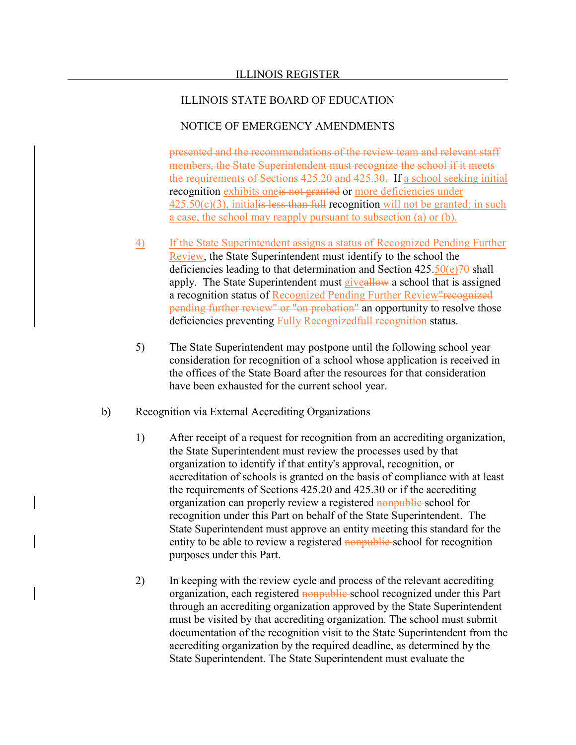presented and the recommendations of the review team and relevant staff members, the State Superintendent must recognize the school if it meets the requirements of Sections 425.20 and 425.30. If a school seeking initial recognition exhibits oneis not granted or more deficiencies under 425.50(c)(3), initialis less than full recognition will not be granted; in such a case, the school may reapply pursuant to subsection (a) or (b).

4) If the State Superintendent assigns a status of Recognized Pending Further Review, the State Superintendent must identify to the school the deficiencies leading to that determination and Section 425.50(e)70 shall apply. The State Superintendent must giveallow a school that is assigned a recognition status of Recognized Pending Further Review"recognized pending further review" or "on probation" an opportunity to resolve those deficiencies preventing Fully Recognizedfull recognition status.

5) The State Superintendent may postpone until the following school year consideration for recognition of a school whose application is received in the offices of the State Board after the resources for that consideration have been exhausted for the current school year.

b) Recognition via External Accrediting Organizations

1) After receipt of a request for recognition from an accrediting organization, the State Superintendent must review the processes used by that organization to identify if that entity's approval, recognition, or accreditation of schools is granted on the basis of compliance with at least the requirements of Sections 425.20 and 425.30 or if the accrediting organization can properly review a registered nonpublic school for recognition under this Part on behalf of the State Superintendent. The State Superintendent must approve an entity meeting this standard for the entity to be able to review a registered nonpublic school for recognition purposes under this Part.

2) In keeping with the review cycle and process of the relevant accrediting organization, each registered nonpublic school recognized under this Part through an accrediting organization approved by the State Superintendent must be visited by that accrediting organization. The school must submit documentation of the recognition visit to the State Superintendent from the accrediting organization by the required deadline, as determined by the State Superintendent. The State Superintendent must evaluate the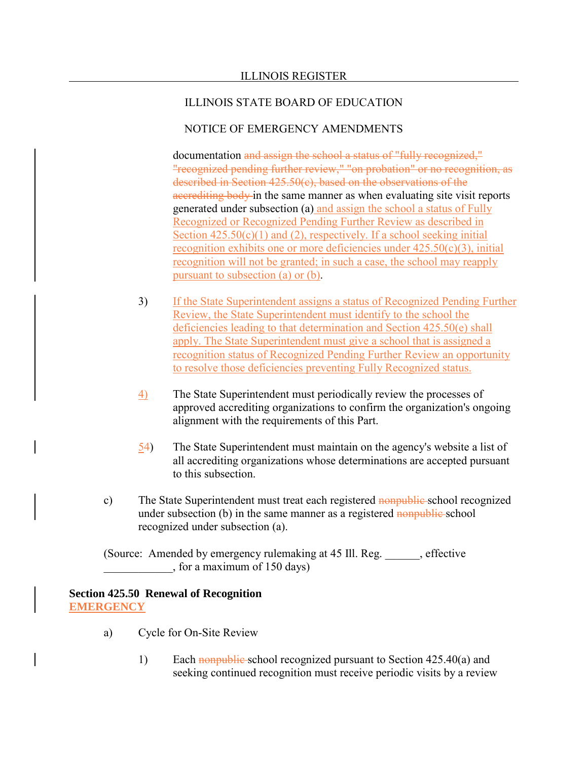ILLINOIS STATE BOARD OF EDUCATION

NOTICE OF EMERGENCY AMENDMENTS

documentation ~~and assign the school a status of "fully recognized," "recognized pending further review," "on probation" or no recognition, as described in Section 425.50(c), based on the observations of the accrediting body~~ in the same manner as when evaluating site visit reports generated under subsection (a) and assign the school a status of Fully Recognized or Recognized Pending Further Review as described in Section 425.50(c)(1) and (2), respectively. If a school seeking initial recognition exhibits one or more deficiencies under 425.50(c)(3), initial recognition will not be granted; in such a case, the school may reapply pursuant to subsection (a) or (b).

3) If the State Superintendent assigns a status of Recognized Pending Further Review, the State Superintendent must identify to the school the deficiencies leading to that determination and Section 425.50(e) shall apply. The State Superintendent must give a school that is assigned a recognition status of Recognized Pending Further Review an opportunity to resolve those deficiencies preventing Fully Recognized status.

4) The State Superintendent must periodically review the processes of approved accrediting organizations to confirm the organization's ongoing alignment with the requirements of this Part.

5~~4~~) The State Superintendent must maintain on the agency's website a list of all accrediting organizations whose determinations are accepted pursuant to this subsection.

c) The State Superintendent must treat each registered ~~nonpublic~~ school recognized under subsection (b) in the same manner as a registered ~~nonpublic~~ school recognized under subsection (a).

(Source: Amended by emergency rulemaking at 45 Ill. Reg. ______, effective ____________, for a maximum of 150 days)

**Section 425.50 Renewal of Recognition**
**EMERGENCY**

a) Cycle for On-Site Review

1) Each ~~nonpublic~~ school recognized pursuant to Section 425.40(a) and seeking continued recognition must receive periodic visits by a review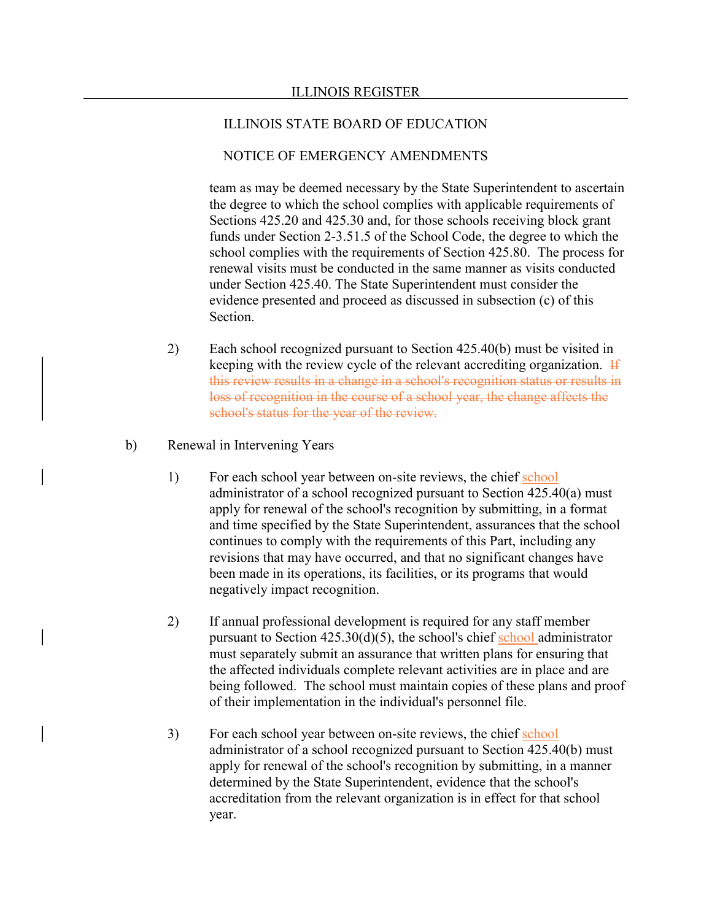team as may be deemed necessary by the State Superintendent to ascertain the degree to which the school complies with applicable requirements of Sections 425.20 and 425.30 and, for those schools receiving block grant funds under Section 2-3.51.5 of the School Code, the degree to which the school complies with the requirements of Section 425.80. The process for renewal visits must be conducted in the same manner as visits conducted under Section 425.40. The State Superintendent must consider the evidence presented and proceed as discussed in subsection (c) of this Section.

2) Each school recognized pursuant to Section 425.40(b) must be visited in keeping with the review cycle of the relevant accrediting organization. ~~If this review results in a change in a school's recognition status or results in loss of recognition in the course of a school year, the change affects the school's status for the year of the review.~~

b) Renewal in Intervening Years

1) For each school year between on-site reviews, the chief school administrator of a school recognized pursuant to Section 425.40(a) must apply for renewal of the school's recognition by submitting, in a format and time specified by the State Superintendent, assurances that the school continues to comply with the requirements of this Part, including any revisions that may have occurred, and that no significant changes have been made in its operations, its facilities, or its programs that would negatively impact recognition.

2) If annual professional development is required for any staff member pursuant to Section 425.30(d)(5), the school's chief school administrator must separately submit an assurance that written plans for ensuring that the affected individuals complete relevant activities are in place and are being followed. The school must maintain copies of these plans and proof of their implementation in the individual's personnel file.

3) For each school year between on-site reviews, the chief school administrator of a school recognized pursuant to Section 425.40(b) must apply for renewal of the school's recognition by submitting, in a manner determined by the State Superintendent, evidence that the school's accreditation from the relevant organization is in effect for that school year.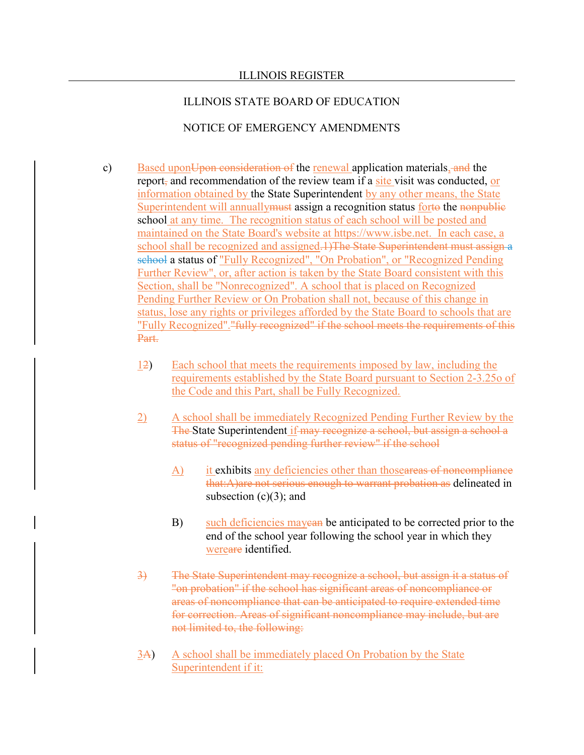# ILLINOIS REGISTER

## ILLINOIS STATE BOARD OF EDUCATION

## NOTICE OF EMERGENCY AMENDMENTS

c) Based uponUpon consideration of the renewal application materials, and the report, and recommendation of the review team if a site visit was conducted, or information obtained by the State Superintendent by any other means, the State Superintendent will annuallymust assign a recognition status forto the nonpublic school at any time. The recognition status of each school will be posted and maintained on the State Board's website at https://www.isbe.net. In each case, a school shall be recognized and assigned.1)The State Superintendent must assign a school a status of "Fully Recognized", "On Probation", or "Recognized Pending Further Review", or, after action is taken by the State Board consistent with this Section, shall be "Nonrecognized". A school that is placed on Recognized Pending Further Review or On Probation shall not, because of this change in status, lose any rights or privileges afforded by the State Board to schools that are "Fully Recognized"."fully recognized" if the school meets the requirements of this Part.

1) Each school that meets the requirements imposed by law, including the requirements established by the State Board pursuant to Section 2-3.25o of the Code and this Part, shall be Fully Recognized.

2) A school shall be immediately Recognized Pending Further Review by the The State Superintendent if may recognize a school, but assign a school a status of "recognized pending further review" if the school

   A) it exhibits any deficiencies other than thoseareas of noncompliance that:A)are not serious enough to warrant probation as delineated in subsection (c)(3); and

   B) such deficiencies maycan be anticipated to be corrected prior to the end of the school year following the school year in which they wereare identified.

3) The State Superintendent may recognize a school, but assign it a status of "on probation" if the school has significant areas of noncompliance or areas of noncompliance that can be anticipated to require extended time for correction. Areas of significant noncompliance may include, but are not limited to, the following:

3A) A school shall be immediately placed On Probation by the State Superintendent if it: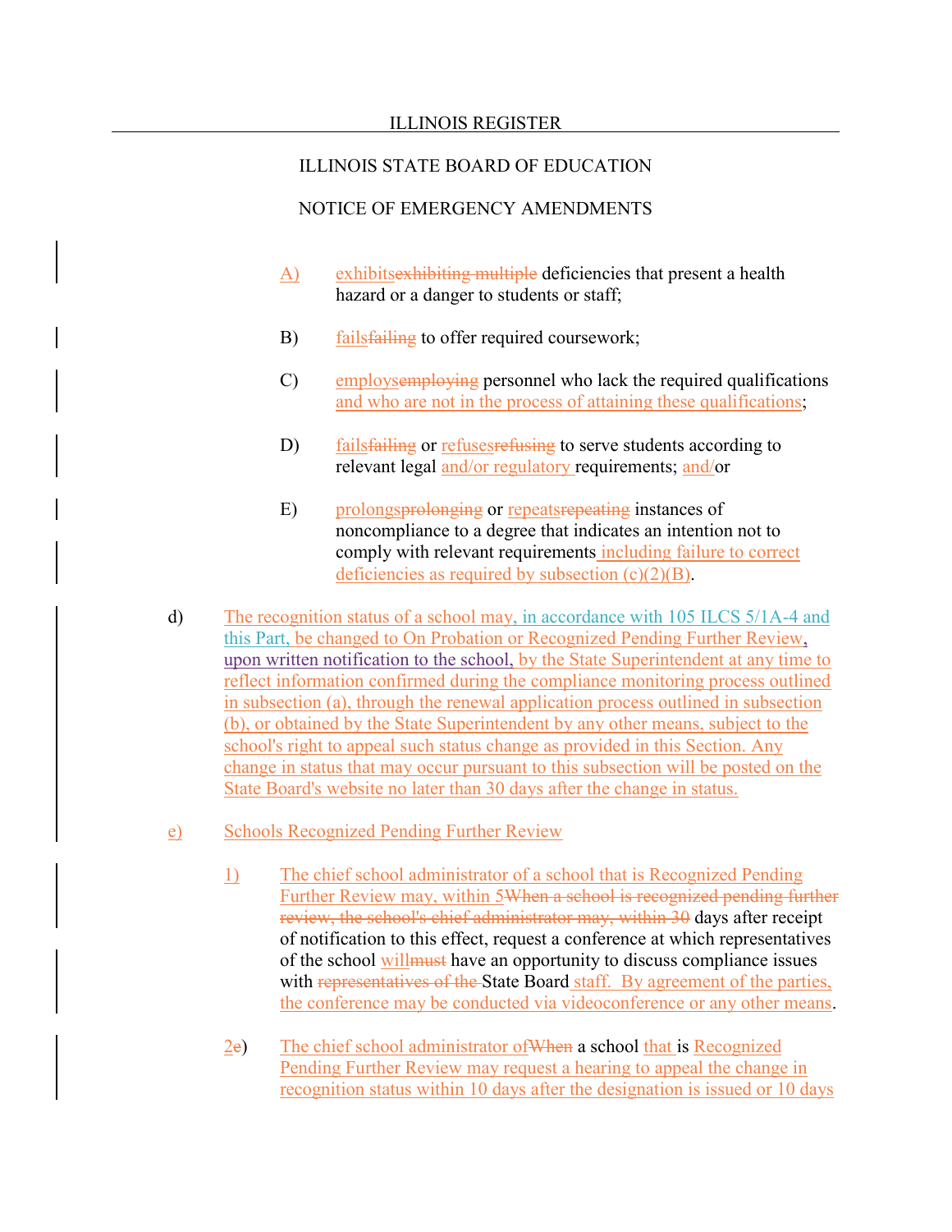ILLINOIS STATE BOARD OF EDUCATION

NOTICE OF EMERGENCY AMENDMENTS

A) exhibitsexhibiting multiple deficiencies that present a health hazard or a danger to students or staff;

B) failsfailing to offer required coursework;

C) employsemploying personnel who lack the required qualifications and who are not in the process of attaining these qualifications;

D) failsfailing or refusesrefusing to serve students according to relevant legal and/or regulatory requirements; and/or

E) prolongsprolonging or repeatsrepeating instances of noncompliance to a degree that indicates an intention not to comply with relevant requirements including failure to correct deficiencies as required by subsection (c)(2)(B).

d) The recognition status of a school may, in accordance with 105 ILCS 5/1A-4 and this Part, be changed to On Probation or Recognized Pending Further Review, upon written notification to the school, by the State Superintendent at any time to reflect information confirmed during the compliance monitoring process outlined in subsection (a), through the renewal application process outlined in subsection (b), or obtained by the State Superintendent by any other means, subject to the school's right to appeal such status change as provided in this Section. Any change in status that may occur pursuant to this subsection will be posted on the State Board's website no later than 30 days after the change in status.

e) Schools Recognized Pending Further Review

1) The chief school administrator of a school that is Recognized Pending Further Review may, within 5When a school is recognized pending further review, the school's chief administrator may, within 30 days after receipt of notification to this effect, request a conference at which representatives of the school willmust have an opportunity to discuss compliance issues with representatives of the State Board staff. By agreement of the parties, the conference may be conducted via videoconference or any other means.

2e) The chief school administrator ofWhen a school that is Recognized Pending Further Review may request a hearing to appeal the change in recognition status within 10 days after the designation is issued or 10 days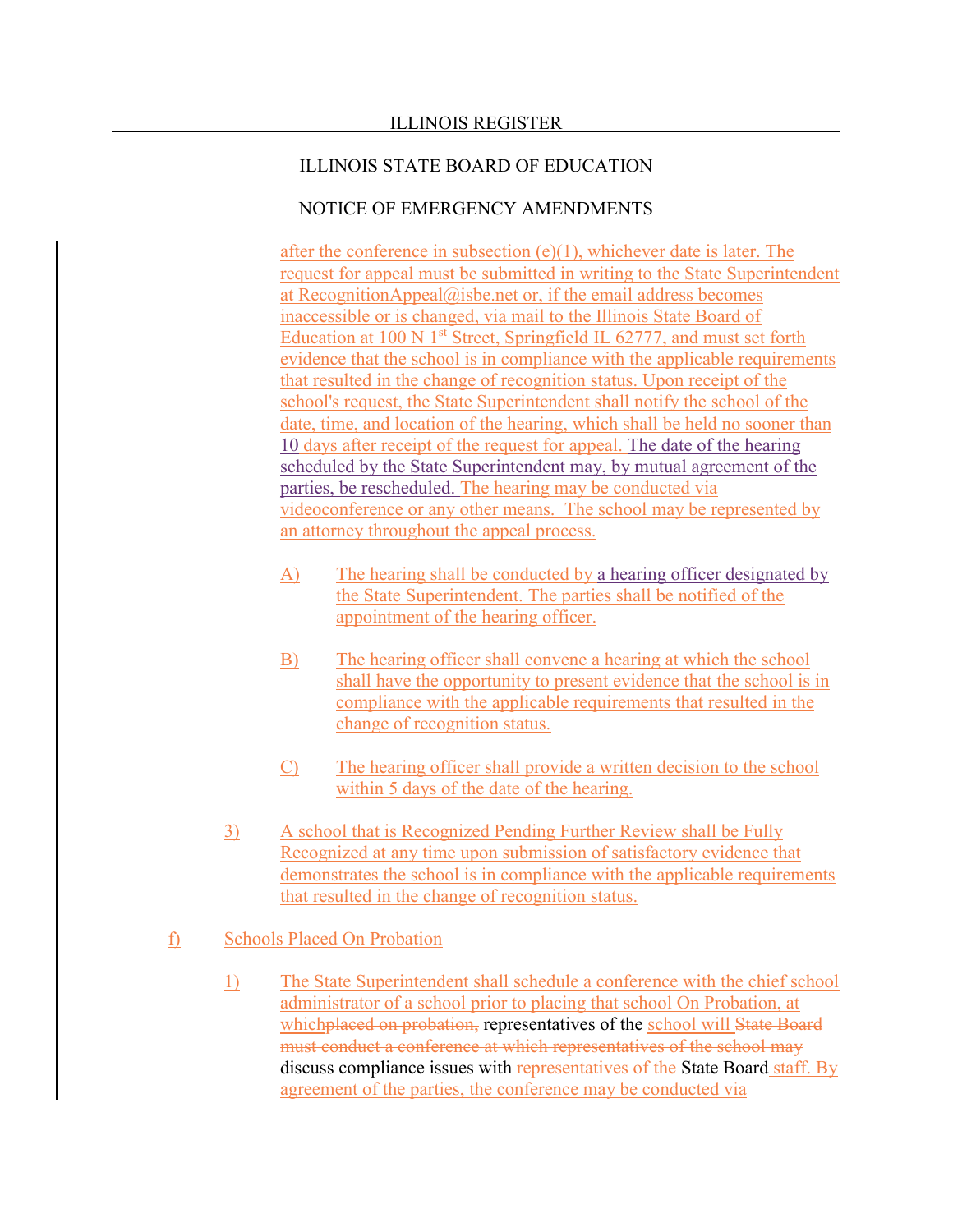after the conference in subsection (e)(1), whichever date is later. The request for appeal must be submitted in writing to the State Superintendent at RecognitionAppeal@isbe.net or, if the email address becomes inaccessible or is changed, via mail to the Illinois State Board of Education at 100 N 1st Street, Springfield IL 62777, and must set forth evidence that the school is in compliance with the applicable requirements that resulted in the change of recognition status. Upon receipt of the school's request, the State Superintendent shall notify the school of the date, time, and location of the hearing, which shall be held no sooner than 10 days after receipt of the request for appeal. The date of the hearing scheduled by the State Superintendent may, by mutual agreement of the parties, be rescheduled. The hearing may be conducted via videoconference or any other means. The school may be represented by an attorney throughout the appeal process.

A) The hearing shall be conducted by a hearing officer designated by the State Superintendent. The parties shall be notified of the appointment of the hearing officer.

B) The hearing officer shall convene a hearing at which the school shall have the opportunity to present evidence that the school is in compliance with the applicable requirements that resulted in the change of recognition status.

C) The hearing officer shall provide a written decision to the school within 5 days of the date of the hearing.

3) A school that is Recognized Pending Further Review shall be Fully Recognized at any time upon submission of satisfactory evidence that demonstrates the school is in compliance with the applicable requirements that resulted in the change of recognition status.

f) Schools Placed On Probation

1) The State Superintendent shall schedule a conference with the chief school administrator of a school prior to placing that school On Probation, at which~~placed on probation,~~ representatives of the school will ~~State Board must conduct a conference at which representatives of the school may~~ discuss compliance issues with ~~representatives of the~~ State Board staff. By agreement of the parties, the conference may be conducted via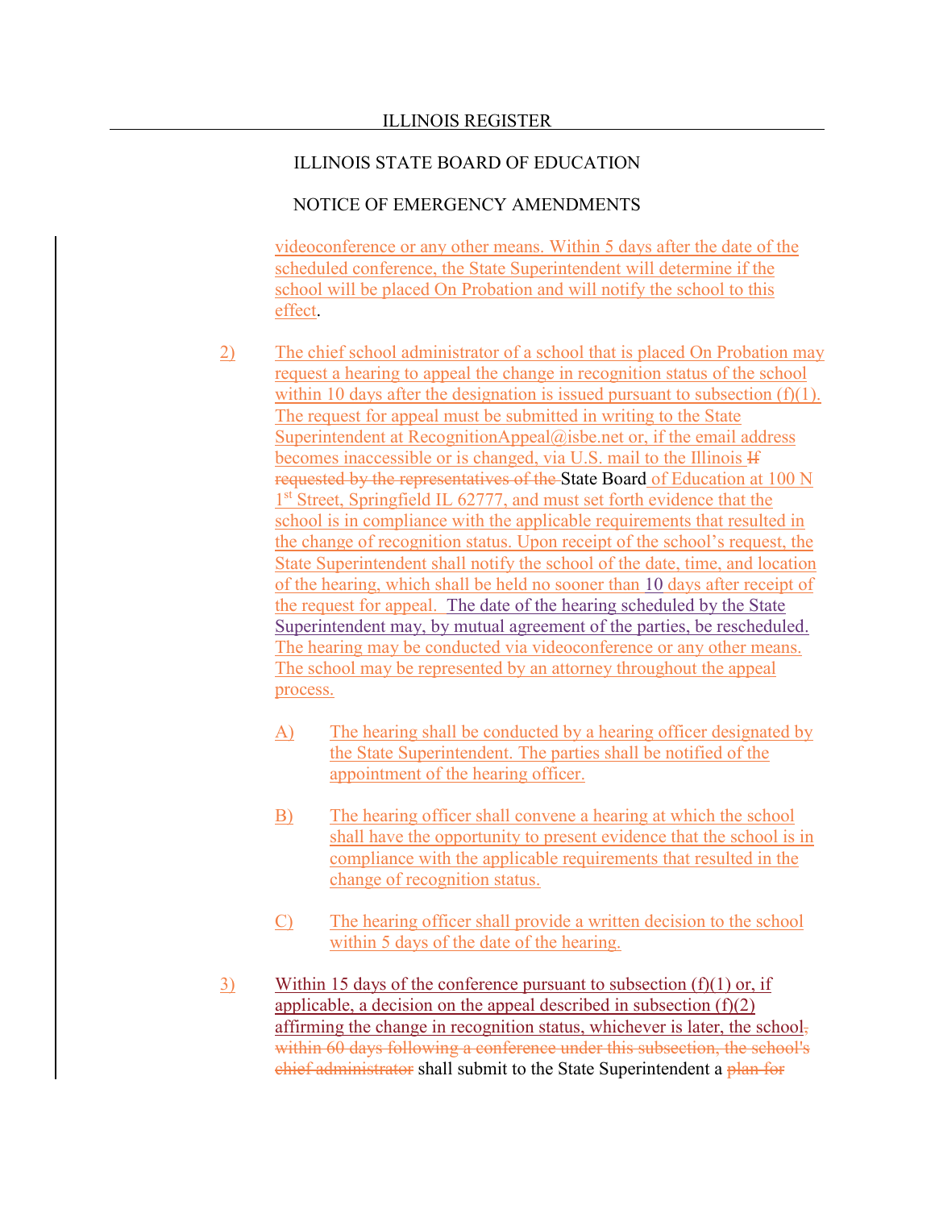ILLINOIS STATE BOARD OF EDUCATION

NOTICE OF EMERGENCY AMENDMENTS

videoconference or any other means. Within 5 days after the date of the scheduled conference, the State Superintendent will determine if the school will be placed On Probation and will notify the school to this effect.

2) The chief school administrator of a school that is placed On Probation may request a hearing to appeal the change in recognition status of the school within 10 days after the designation is issued pursuant to subsection (f)(1). The request for appeal must be submitted in writing to the State Superintendent at RecognitionAppeal@isbe.net or, if the email address becomes inaccessible or is changed, via U.S. mail to the Illinois ~~If requested by the representatives of the~~ State Board of Education at 100 N 1st Street, Springfield IL 62777, and must set forth evidence that the school is in compliance with the applicable requirements that resulted in the change of recognition status. Upon receipt of the school's request, the State Superintendent shall notify the school of the date, time, and location of the hearing, which shall be held no sooner than 10 days after receipt of the request for appeal. The date of the hearing scheduled by the State Superintendent may, by mutual agreement of the parties, be rescheduled. The hearing may be conducted via videoconference or any other means. The school may be represented by an attorney throughout the appeal process.

A) The hearing shall be conducted by a hearing officer designated by the State Superintendent. The parties shall be notified of the appointment of the hearing officer.

B) The hearing officer shall convene a hearing at which the school shall have the opportunity to present evidence that the school is in compliance with the applicable requirements that resulted in the change of recognition status.

C) The hearing officer shall provide a written decision to the school within 5 days of the date of the hearing.

3) Within 15 days of the conference pursuant to subsection (f)(1) or, if applicable, a decision on the appeal described in subsection (f)(2) affirming the change in recognition status, whichever is later, the school~~, within 60 days following a conference under this subsection, the school's chief administrator~~ shall submit to the State Superintendent a ~~plan for~~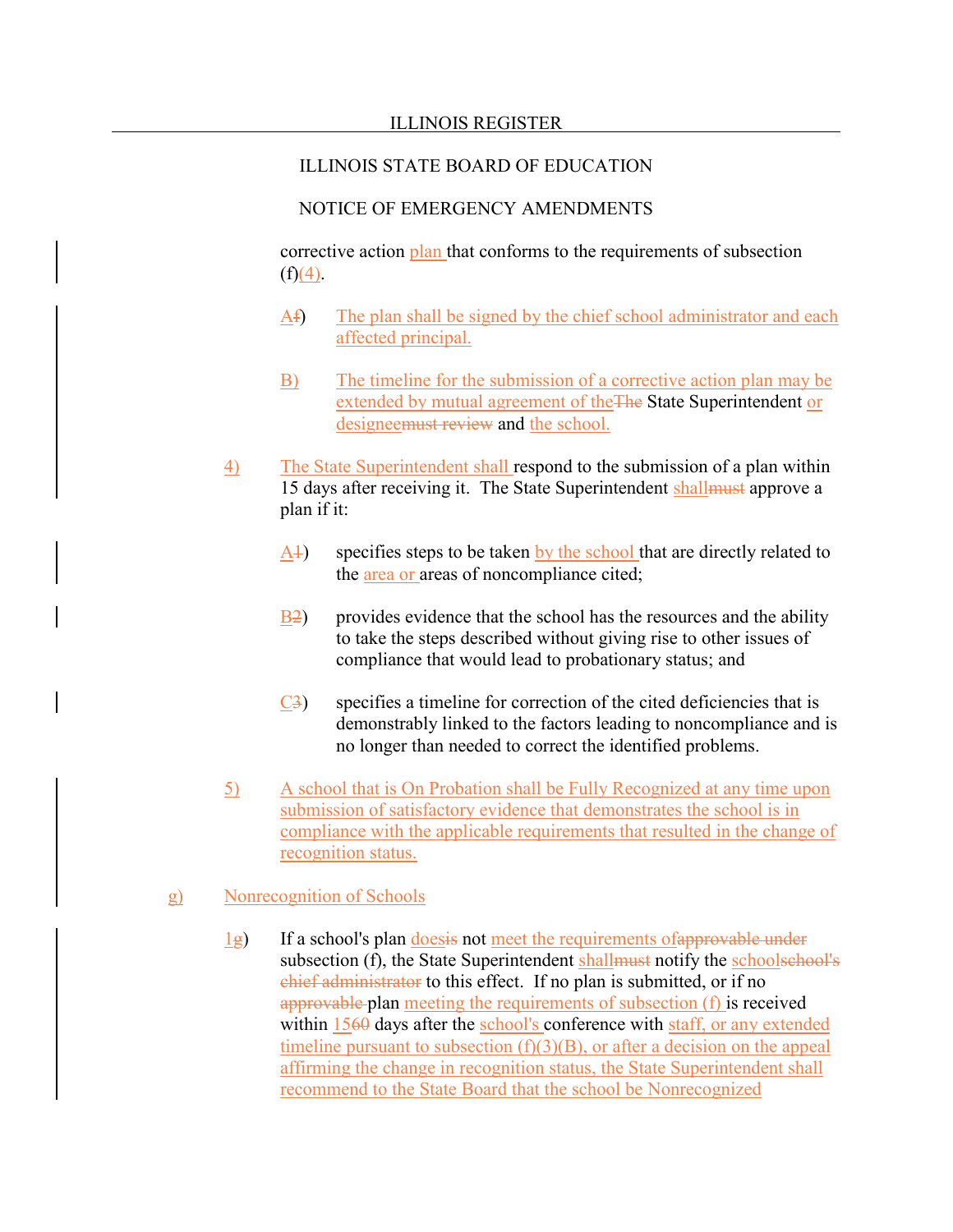corrective action plan that conforms to the requirements of subsection (f)(4).

A~~f~~) The plan shall be signed by the chief school administrator and each affected principal.

B) The timeline for the submission of a corrective action plan may be extended by mutual agreement of the~~The~~ State Superintendent or designee~~must review~~ and the school.

4) The State Superintendent shall respond to the submission of a plan within 15 days after receiving it. The State Superintendent shall~~must~~ approve a plan if it:

A~~1~~) specifies steps to be taken by the school that are directly related to the area or areas of noncompliance cited;

B~~2~~) provides evidence that the school has the resources and the ability to take the steps described without giving rise to other issues of compliance that would lead to probationary status; and

C~~3~~) specifies a timeline for correction of the cited deficiencies that is demonstrably linked to the factors leading to noncompliance and is no longer than needed to correct the identified problems.

5) A school that is On Probation shall be Fully Recognized at any time upon submission of satisfactory evidence that demonstrates the school is in compliance with the applicable requirements that resulted in the change of recognition status.

g) Nonrecognition of Schools

1~~g~~) If a school's plan does~~is~~ not meet the requirements of~~approvable under~~ subsection (f), the State Superintendent shall~~must~~ notify the school~~school's chief administrator~~ to this effect. If no plan is submitted, or if no ~~approvable~~ plan meeting the requirements of subsection (f) is received within 15~~60~~ days after the school's conference with staff, or any extended timeline pursuant to subsection (f)(3)(B), or after a decision on the appeal affirming the change in recognition status, the State Superintendent shall recommend to the State Board that the school be Nonrecognized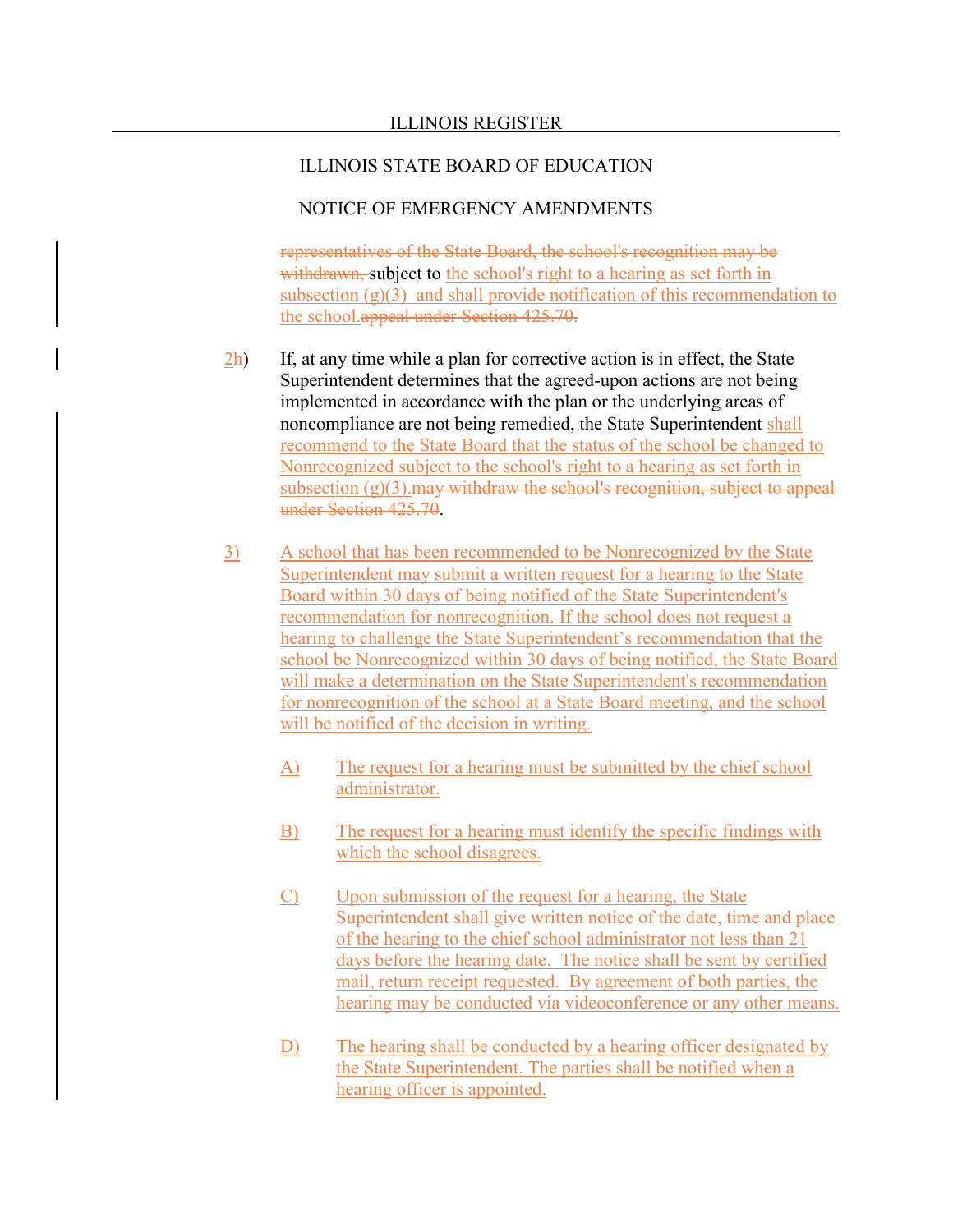ILLINOIS STATE BOARD OF EDUCATION

NOTICE OF EMERGENCY AMENDMENTS

~~representatives of the State Board, the school's recognition may be withdrawn,~~ subject to the school's right to a hearing as set forth in subsection (g)(3) and shall provide notification of this recommendation to the school.~~appeal under Section 425.70.~~

2~~h~~) If, at any time while a plan for corrective action is in effect, the State Superintendent determines that the agreed-upon actions are not being implemented in accordance with the plan or the underlying areas of noncompliance are not being remedied, the State Superintendent shall recommend to the State Board that the status of the school be changed to Nonrecognized subject to the school's right to a hearing as set forth in subsection (g)(3).~~may withdraw the school's recognition, subject to appeal under Section 425.70~~.

3) A school that has been recommended to be Nonrecognized by the State Superintendent may submit a written request for a hearing to the State Board within 30 days of being notified of the State Superintendent's recommendation for nonrecognition. If the school does not request a hearing to challenge the State Superintendent's recommendation that the school be Nonrecognized within 30 days of being notified, the State Board will make a determination on the State Superintendent's recommendation for nonrecognition of the school at a State Board meeting, and the school will be notified of the decision in writing.

A) The request for a hearing must be submitted by the chief school administrator.

B) The request for a hearing must identify the specific findings with which the school disagrees.

C) Upon submission of the request for a hearing, the State Superintendent shall give written notice of the date, time and place of the hearing to the chief school administrator not less than 21 days before the hearing date. The notice shall be sent by certified mail, return receipt requested. By agreement of both parties, the hearing may be conducted via videoconference or any other means.

D) The hearing shall be conducted by a hearing officer designated by the State Superintendent. The parties shall be notified when a hearing officer is appointed.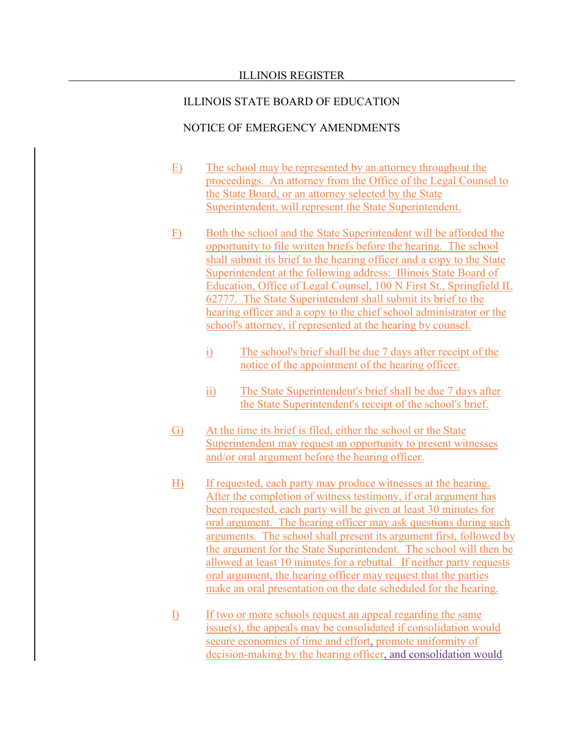E) The school may be represented by an attorney throughout the proceedings. An attorney from the Office of the Legal Counsel to the State Board, or an attorney selected by the State Superintendent, will represent the State Superintendent.

F) Both the school and the State Superintendent will be afforded the opportunity to file written briefs before the hearing. The school shall submit its brief to the hearing officer and a copy to the State Superintendent at the following address: Illinois State Board of Education, Office of Legal Counsel, 100 N First St., Springfield IL 62777. The State Superintendent shall submit its brief to the hearing officer and a copy to the chief school administrator or the school's attorney, if represented at the hearing by counsel.

   i) The school's brief shall be due 7 days after receipt of the notice of the appointment of the hearing officer.

   ii) The State Superintendent's brief shall be due 7 days after the State Superintendent's receipt of the school's brief.

G) At the time its brief is filed, either the school or the State Superintendent may request an opportunity to present witnesses and/or oral argument before the hearing officer.

H) If requested, each party may produce witnesses at the hearing. After the completion of witness testimony, if oral argument has been requested, each party will be given at least 30 minutes for oral argument. The hearing officer may ask questions during such arguments. The school shall present its argument first, followed by the argument for the State Superintendent. The school will then be allowed at least 10 minutes for a rebuttal. If neither party requests oral argument, the hearing officer may request that the parties make an oral presentation on the date scheduled for the hearing.

I) If two or more schools request an appeal regarding the same issue(s), the appeals may be consolidated if consolidation would secure economies of time and effort, promote uniformity of decision-making by the hearing officer, and consolidation would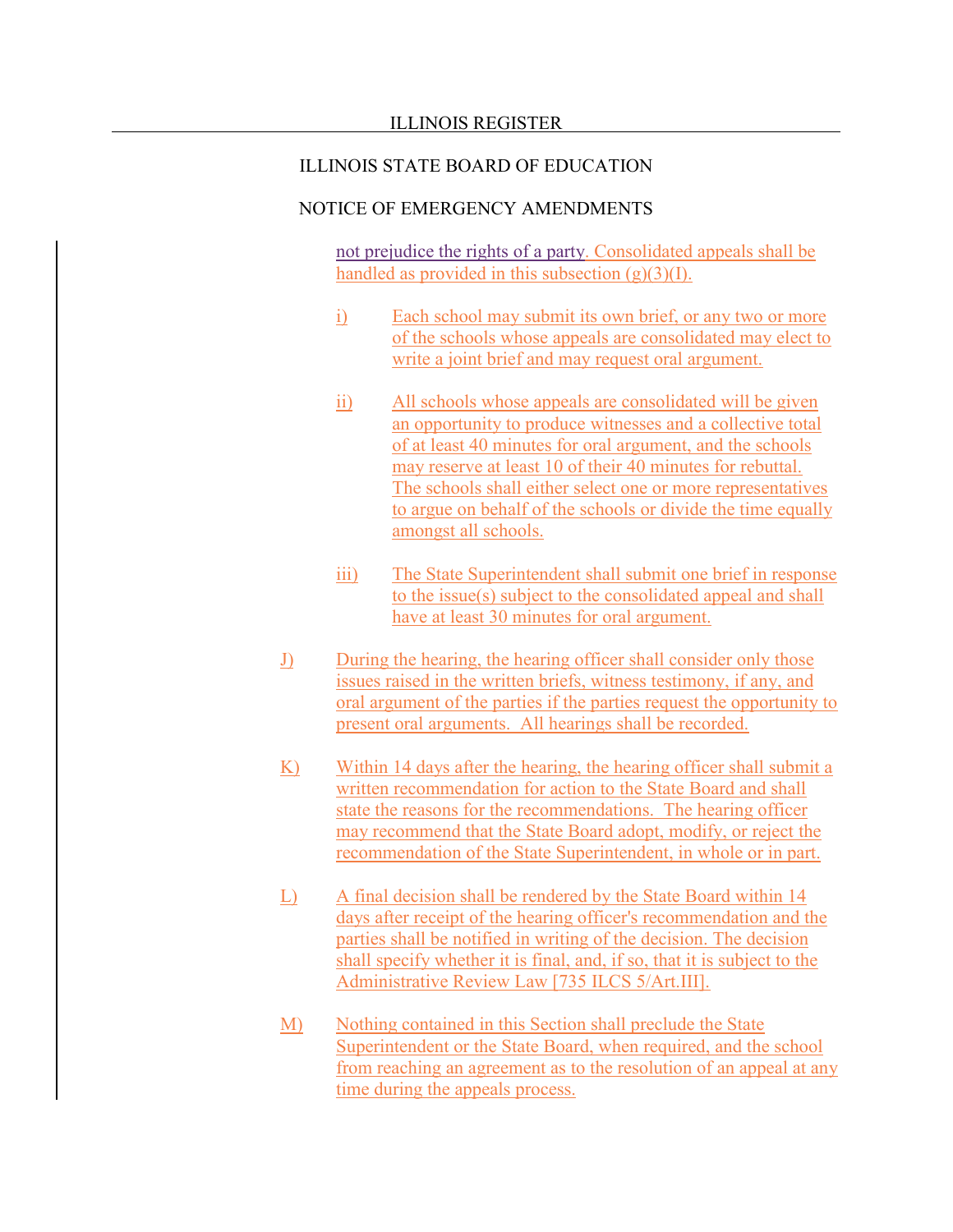not prejudice the rights of a party. Consolidated appeals shall be handled as provided in this subsection (g)(3)(I).

i) Each school may submit its own brief, or any two or more of the schools whose appeals are consolidated may elect to write a joint brief and may request oral argument.

ii) All schools whose appeals are consolidated will be given an opportunity to produce witnesses and a collective total of at least 40 minutes for oral argument, and the schools may reserve at least 10 of their 40 minutes for rebuttal. The schools shall either select one or more representatives to argue on behalf of the schools or divide the time equally amongst all schools.

iii) The State Superintendent shall submit one brief in response to the issue(s) subject to the consolidated appeal and shall have at least 30 minutes for oral argument.

J) During the hearing, the hearing officer shall consider only those issues raised in the written briefs, witness testimony, if any, and oral argument of the parties if the parties request the opportunity to present oral arguments. All hearings shall be recorded.

K) Within 14 days after the hearing, the hearing officer shall submit a written recommendation for action to the State Board and shall state the reasons for the recommendations. The hearing officer may recommend that the State Board adopt, modify, or reject the recommendation of the State Superintendent, in whole or in part.

L) A final decision shall be rendered by the State Board within 14 days after receipt of the hearing officer's recommendation and the parties shall be notified in writing of the decision. The decision shall specify whether it is final, and, if so, that it is subject to the Administrative Review Law [735 ILCS 5/Art.III].

M) Nothing contained in this Section shall preclude the State Superintendent or the State Board, when required, and the school from reaching an agreement as to the resolution of an appeal at any time during the appeals process.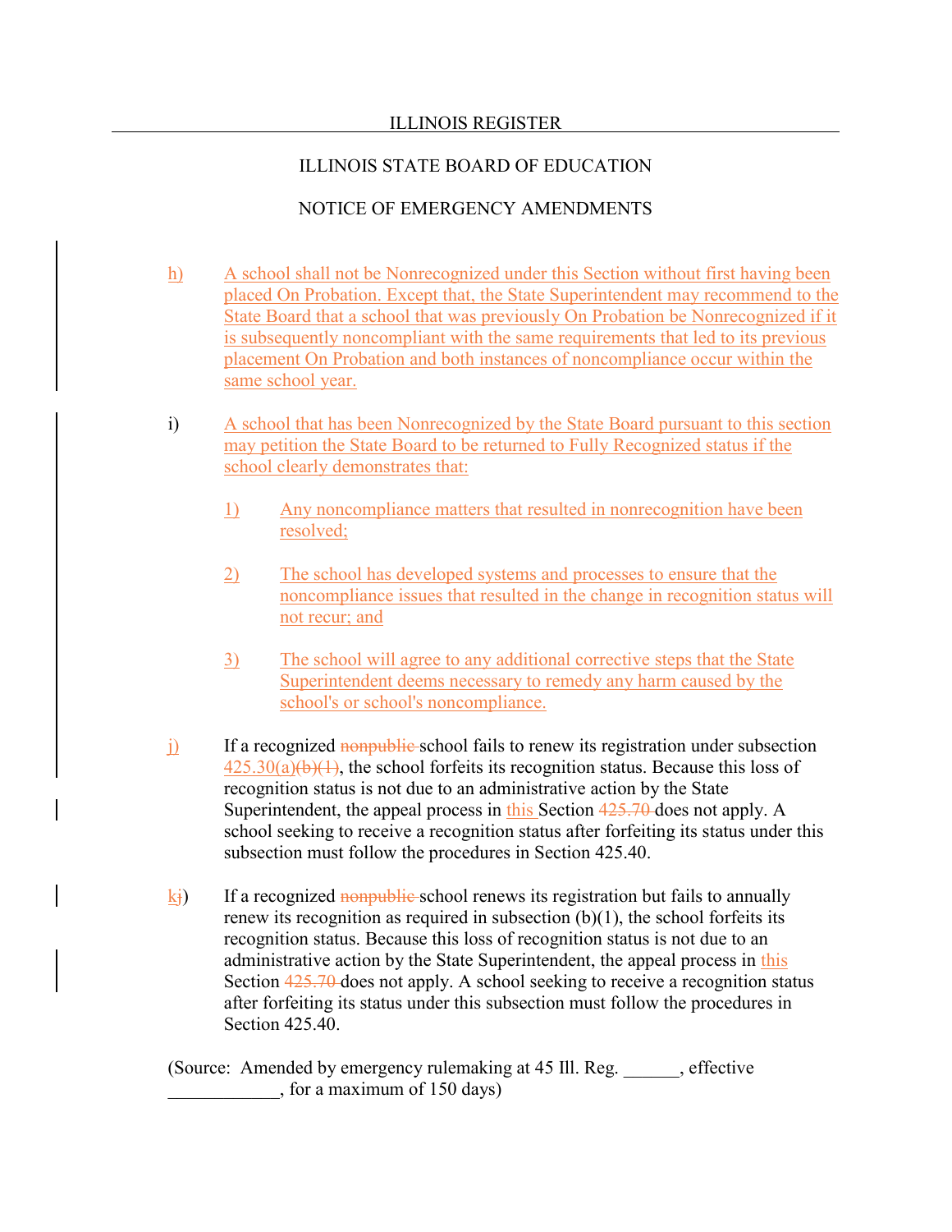h) A school shall not be Nonrecognized under this Section without first having been placed On Probation. Except that, the State Superintendent may recommend to the State Board that a school that was previously On Probation be Nonrecognized if it is subsequently noncompliant with the same requirements that led to its previous placement On Probation and both instances of noncompliance occur within the same school year.

i) A school that has been Nonrecognized by the State Board pursuant to this section may petition the State Board to be returned to Fully Recognized status if the school clearly demonstrates that:

1) Any noncompliance matters that resulted in nonrecognition have been resolved;

2) The school has developed systems and processes to ensure that the noncompliance issues that resulted in the change in recognition status will not recur; and

3) The school will agree to any additional corrective steps that the State Superintendent deems necessary to remedy any harm caused by the school's or school's noncompliance.

j) If a recognized ~~nonpublic~~ school fails to renew its registration under subsection 425.30(a)~~(b)(1)~~, the school forfeits its recognition status. Because this loss of recognition status is not due to an administrative action by the State Superintendent, the appeal process in this Section ~~425.70~~ does not apply. A school seeking to receive a recognition status after forfeiting its status under this subsection must follow the procedures in Section 425.40.

k~~j~~) If a recognized ~~nonpublic~~ school renews its registration but fails to annually renew its recognition as required in subsection (b)(1), the school forfeits its recognition status. Because this loss of recognition status is not due to an administrative action by the State Superintendent, the appeal process in this Section ~~425.70~~ does not apply. A school seeking to receive a recognition status after forfeiting its status under this subsection must follow the procedures in Section 425.40.

(Source: Amended by emergency rulemaking at 45 Ill. Reg. ______, effective ____________, for a maximum of 150 days)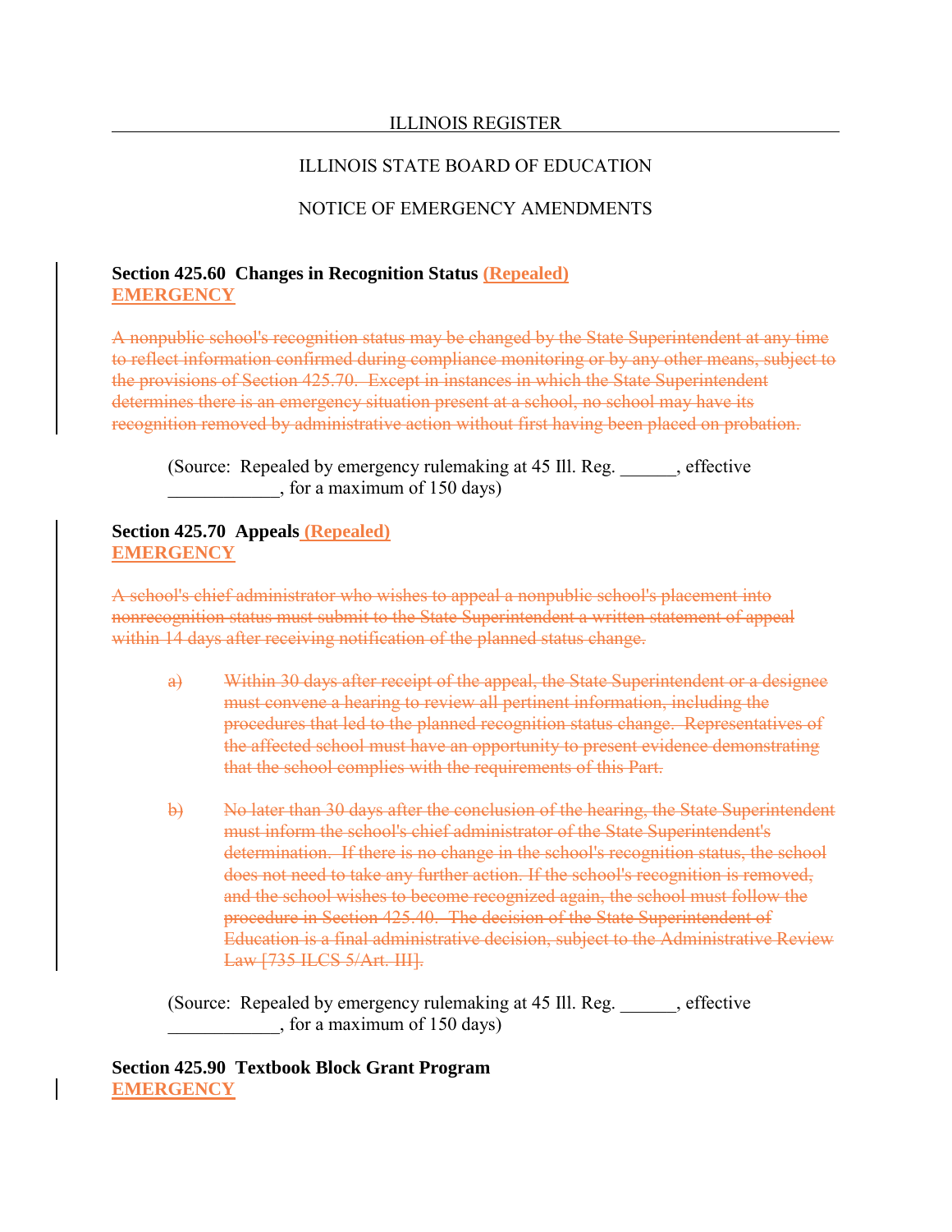ILLINOIS STATE BOARD OF EDUCATION

NOTICE OF EMERGENCY AMENDMENTS

**Section 425.60 Changes in Recognition Status (Repealed)**
**EMERGENCY**

~~A nonpublic school's recognition status may be changed by the State Superintendent at any time to reflect information confirmed during compliance monitoring or by any other means, subject to the provisions of Section 425.70. Except in instances in which the State Superintendent determines there is an emergency situation present at a school, no school may have its recognition removed by administrative action without first having been placed on probation.~~

(Source: Repealed by emergency rulemaking at 45 Ill. Reg. ______, effective ____________, for a maximum of 150 days)

**Section 425.70 Appeals (Repealed)**
**EMERGENCY**

~~A school's chief administrator who wishes to appeal a nonpublic school's placement into nonrecognition status must submit to the State Superintendent a written statement of appeal within 14 days after receiving notification of the planned status change.~~

~~a) Within 30 days after receipt of the appeal, the State Superintendent or a designee must convene a hearing to review all pertinent information, including the procedures that led to the planned recognition status change. Representatives of the affected school must have an opportunity to present evidence demonstrating that the school complies with the requirements of this Part.~~

~~b) No later than 30 days after the conclusion of the hearing, the State Superintendent must inform the school's chief administrator of the State Superintendent's determination. If there is no change in the school's recognition status, the school does not need to take any further action. If the school's recognition is removed, and the school wishes to become recognized again, the school must follow the procedure in Section 425.40. The decision of the State Superintendent of Education is a final administrative decision, subject to the Administrative Review Law [735 ILCS 5/Art. III].~~

(Source: Repealed by emergency rulemaking at 45 Ill. Reg. ______, effective ____________, for a maximum of 150 days)

**Section 425.90 Textbook Block Grant Program**
**EMERGENCY**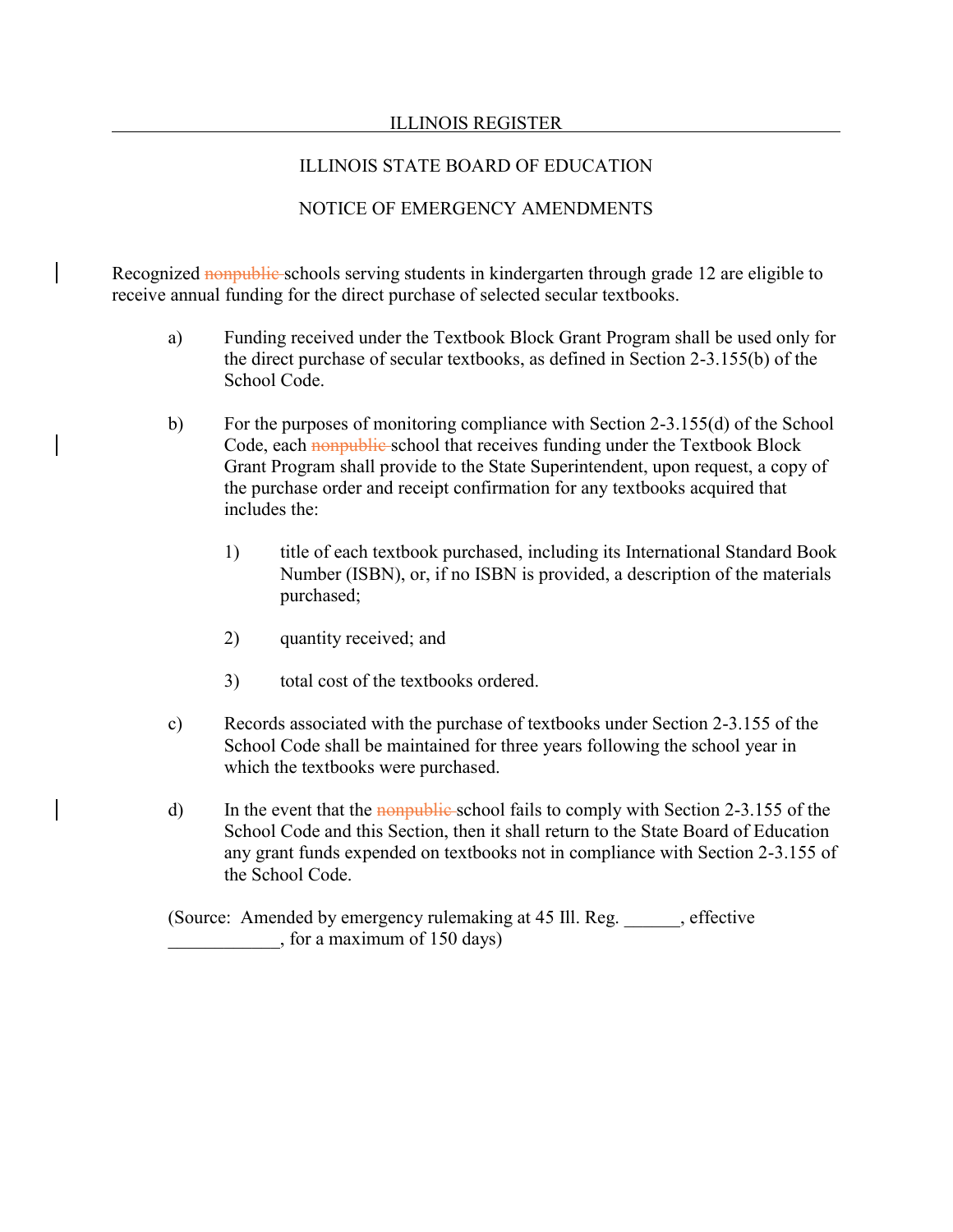Recognized ~~nonpublic~~ schools serving students in kindergarten through grade 12 are eligible to receive annual funding for the direct purchase of selected secular textbooks.

a) Funding received under the Textbook Block Grant Program shall be used only for the direct purchase of secular textbooks, as defined in Section 2-3.155(b) of the School Code.

b) For the purposes of monitoring compliance with Section 2-3.155(d) of the School Code, each ~~nonpublic~~ school that receives funding under the Textbook Block Grant Program shall provide to the State Superintendent, upon request, a copy of the purchase order and receipt confirmation for any textbooks acquired that includes the:

1) title of each textbook purchased, including its International Standard Book Number (ISBN), or, if no ISBN is provided, a description of the materials purchased;

2) quantity received; and

3) total cost of the textbooks ordered.

c) Records associated with the purchase of textbooks under Section 2-3.155 of the School Code shall be maintained for three years following the school year in which the textbooks were purchased.

d) In the event that the ~~nonpublic~~ school fails to comply with Section 2-3.155 of the School Code and this Section, then it shall return to the State Board of Education any grant funds expended on textbooks not in compliance with Section 2-3.155 of the School Code.

(Source: Amended by emergency rulemaking at 45 Ill. Reg. ______, effective ____________, for a maximum of 150 days)